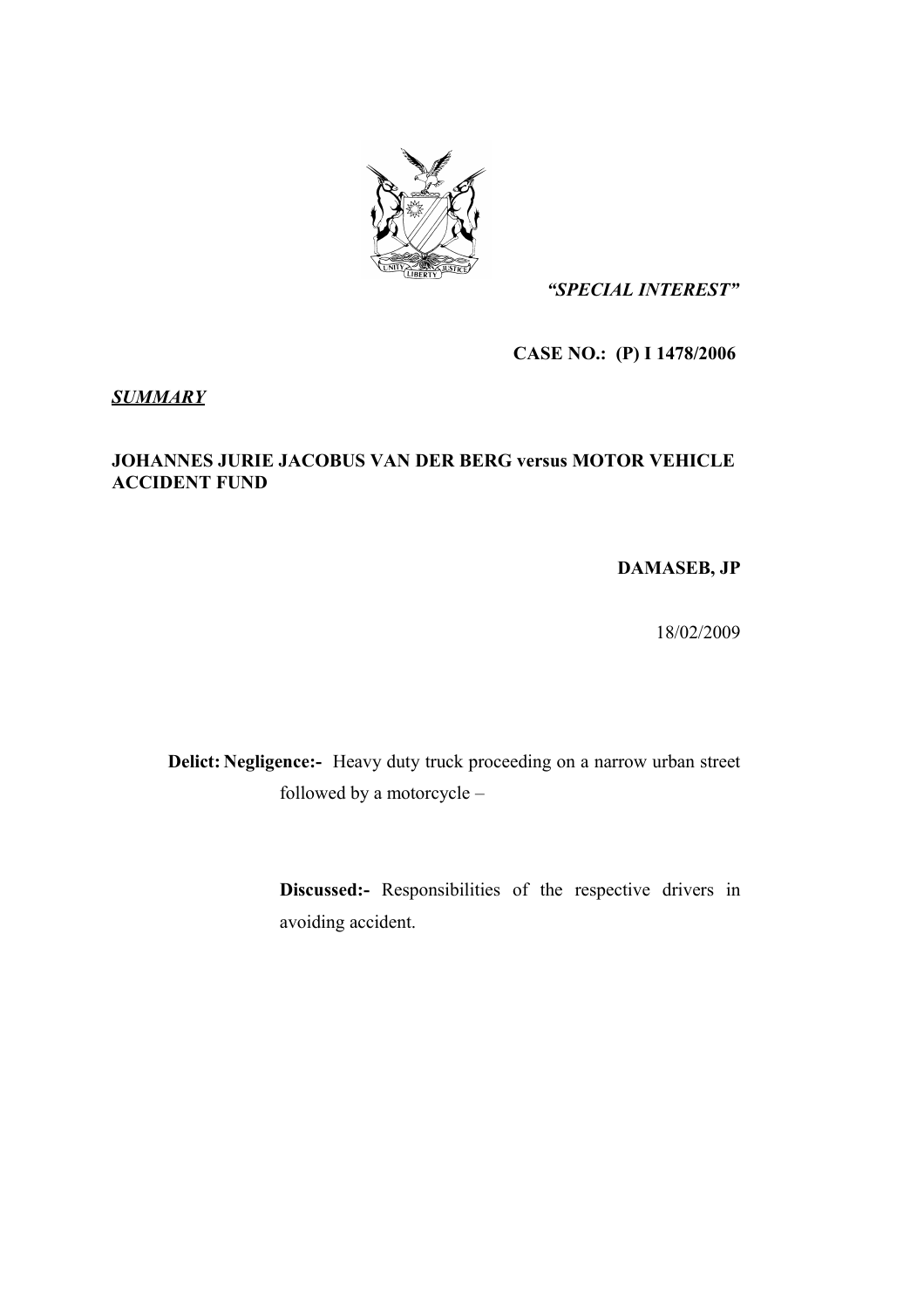*"SPECIAL INTEREST"*

**CASE NO.: (P) I 1478/2006**

***SUMMARY***

**JOHANNES JURIE JACOBUS VAN DER BERG versus MOTOR VEHICLE ACCIDENT FUND**

**DAMASEB, JP**

18/02/2009

**Delict: Negligence:-** Heavy duty truck proceeding on a narrow urban street followed by a motorcycle –

**Discussed:-** Responsibilities of the respective drivers in avoiding accident.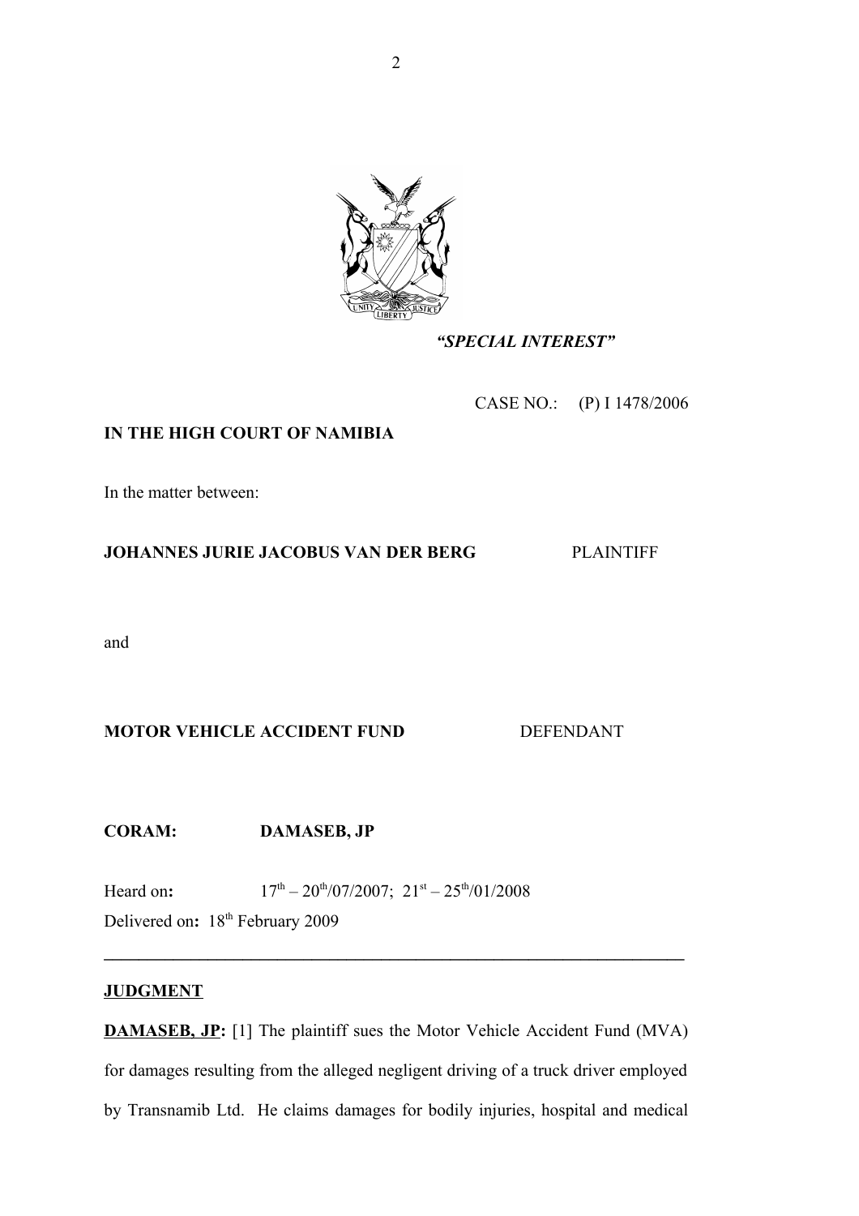*"SPECIAL INTEREST"*

CASE NO.: (P) I 1478/2006

**IN THE HIGH COURT OF NAMIBIA**

In the matter between:

**JOHANNES JURIE JACOBUS VAN DER BERG** PLAINTIFF

and

**MOTOR VEHICLE ACCIDENT FUND** DEFENDANT

**CORAM:** **DAMASEB, JP**

Heard on**:** 17th – 20th/07/2007; 21st – 25th/01/2008

Delivered on**:** 18th February 2009

---

**JUDGMENT**

**DAMASEB, JP:** [1] The plaintiff sues the Motor Vehicle Accident Fund (MVA) for damages resulting from the alleged negligent driving of a truck driver employed by Transnamib Ltd. He claims damages for bodily injuries, hospital and medical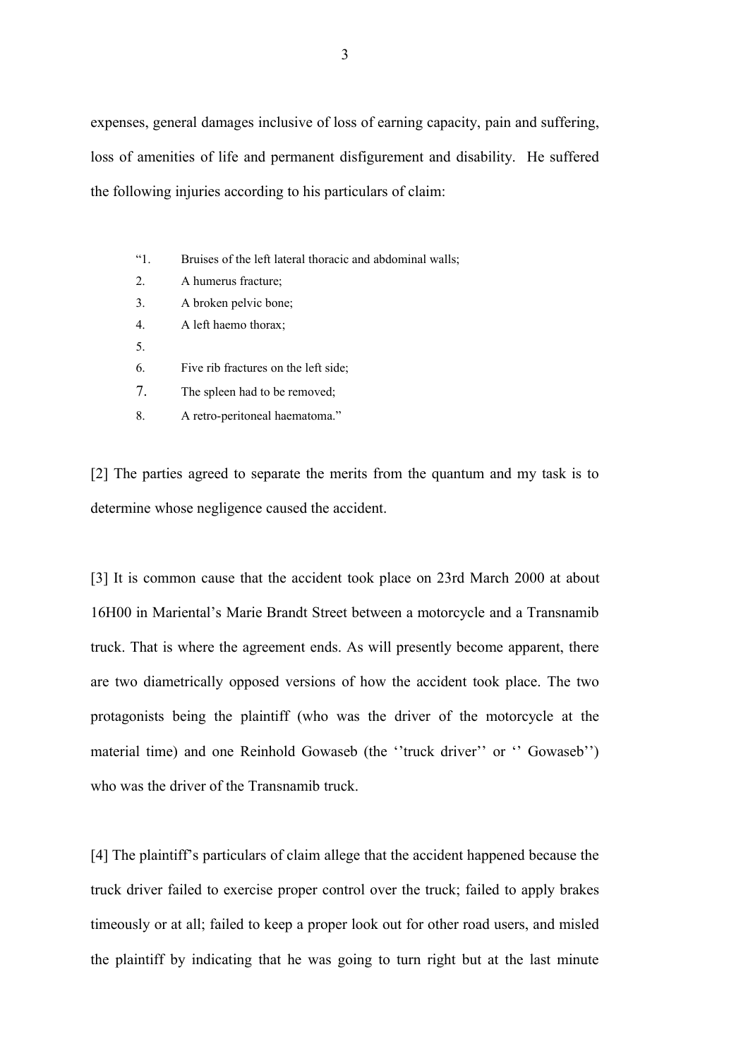expenses, general damages inclusive of loss of earning capacity, pain and suffering, loss of amenities of life and permanent disfigurement and disability. He suffered the following injuries according to his particulars of claim:

> "1. Bruises of the left lateral thoracic and abdominal walls;
> 2. A humerus fracture;
> 3. A broken pelvic bone;
> 4. A left haemo thorax;
> 5.
> 6. Five rib fractures on the left side;
> 7. The spleen had to be removed;
> 8. A retro-peritoneal haematoma."

[2] The parties agreed to separate the merits from the quantum and my task is to determine whose negligence caused the accident.

[3] It is common cause that the accident took place on 23rd March 2000 at about 16H00 in Mariental's Marie Brandt Street between a motorcycle and a Transnamib truck. That is where the agreement ends. As will presently become apparent, there are two diametrically opposed versions of how the accident took place. The two protagonists being the plaintiff (who was the driver of the motorcycle at the material time) and one Reinhold Gowaseb (the ''truck driver'' or '' Gowaseb'') who was the driver of the Transnamib truck.

[4] The plaintiff's particulars of claim allege that the accident happened because the truck driver failed to exercise proper control over the truck; failed to apply brakes timeously or at all; failed to keep a proper look out for other road users, and misled the plaintiff by indicating that he was going to turn right but at the last minute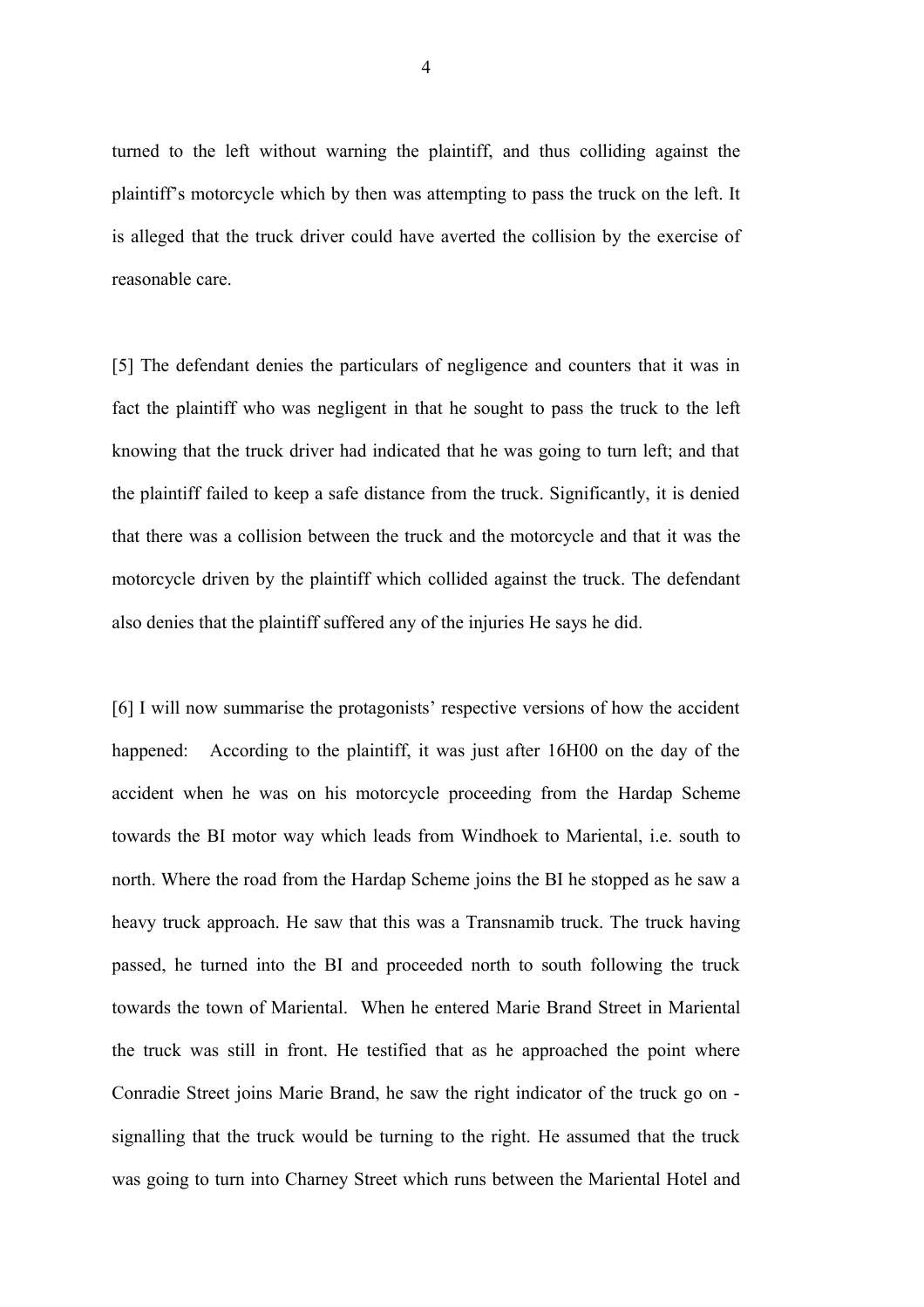turned to the left without warning the plaintiff, and thus colliding against the plaintiff's motorcycle which by then was attempting to pass the truck on the left. It is alleged that the truck driver could have averted the collision by the exercise of reasonable care.

[5] The defendant denies the particulars of negligence and counters that it was in fact the plaintiff who was negligent in that he sought to pass the truck to the left knowing that the truck driver had indicated that he was going to turn left; and that the plaintiff failed to keep a safe distance from the truck. Significantly, it is denied that there was a collision between the truck and the motorcycle and that it was the motorcycle driven by the plaintiff which collided against the truck. The defendant also denies that the plaintiff suffered any of the injuries He says he did.

[6] I will now summarise the protagonists' respective versions of how the accident happened: According to the plaintiff, it was just after 16H00 on the day of the accident when he was on his motorcycle proceeding from the Hardap Scheme towards the BI motor way which leads from Windhoek to Mariental, i.e. south to north. Where the road from the Hardap Scheme joins the BI he stopped as he saw a heavy truck approach. He saw that this was a Transnamib truck. The truck having passed, he turned into the BI and proceeded north to south following the truck towards the town of Mariental. When he entered Marie Brand Street in Mariental the truck was still in front. He testified that as he approached the point where Conradie Street joins Marie Brand, he saw the right indicator of the truck go on - signalling that the truck would be turning to the right. He assumed that the truck was going to turn into Charney Street which runs between the Mariental Hotel and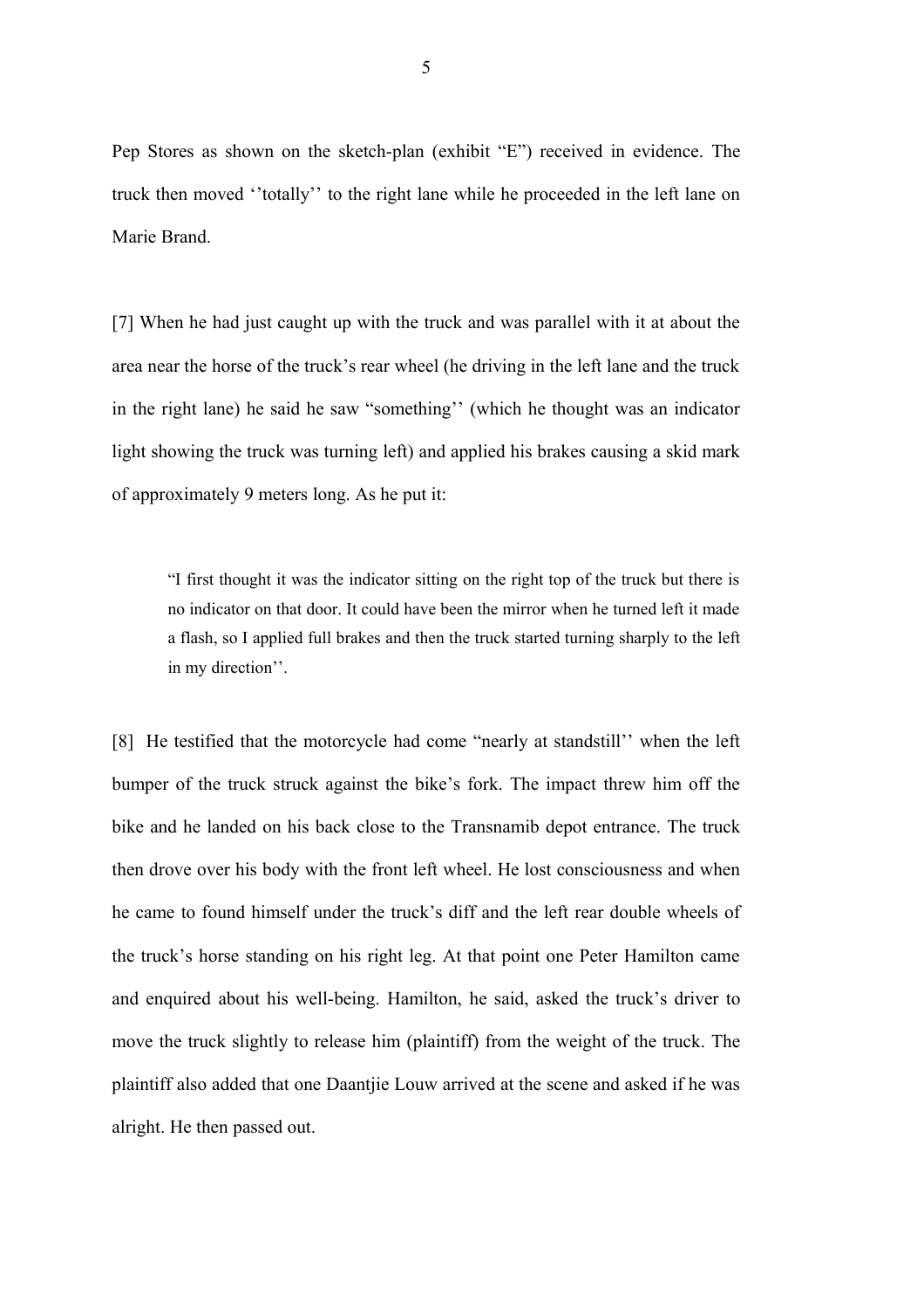Pep Stores as shown on the sketch-plan (exhibit "E") received in evidence. The truck then moved ''totally'' to the right lane while he proceeded in the left lane on Marie Brand.

[7] When he had just caught up with the truck and was parallel with it at about the area near the horse of the truck's rear wheel (he driving in the left lane and the truck in the right lane) he said he saw "something'' (which he thought was an indicator light showing the truck was turning left) and applied his brakes causing a skid mark of approximately 9 meters long. As he put it:

> "I first thought it was the indicator sitting on the right top of the truck but there is no indicator on that door. It could have been the mirror when he turned left it made a flash, so I applied full brakes and then the truck started turning sharply to the left in my direction''.

[8] He testified that the motorcycle had come "nearly at standstill'' when the left bumper of the truck struck against the bike's fork. The impact threw him off the bike and he landed on his back close to the Transnamib depot entrance. The truck then drove over his body with the front left wheel. He lost consciousness and when he came to found himself under the truck's diff and the left rear double wheels of the truck's horse standing on his right leg. At that point one Peter Hamilton came and enquired about his well-being. Hamilton, he said, asked the truck's driver to move the truck slightly to release him (plaintiff) from the weight of the truck. The plaintiff also added that one Daantjie Louw arrived at the scene and asked if he was alright. He then passed out.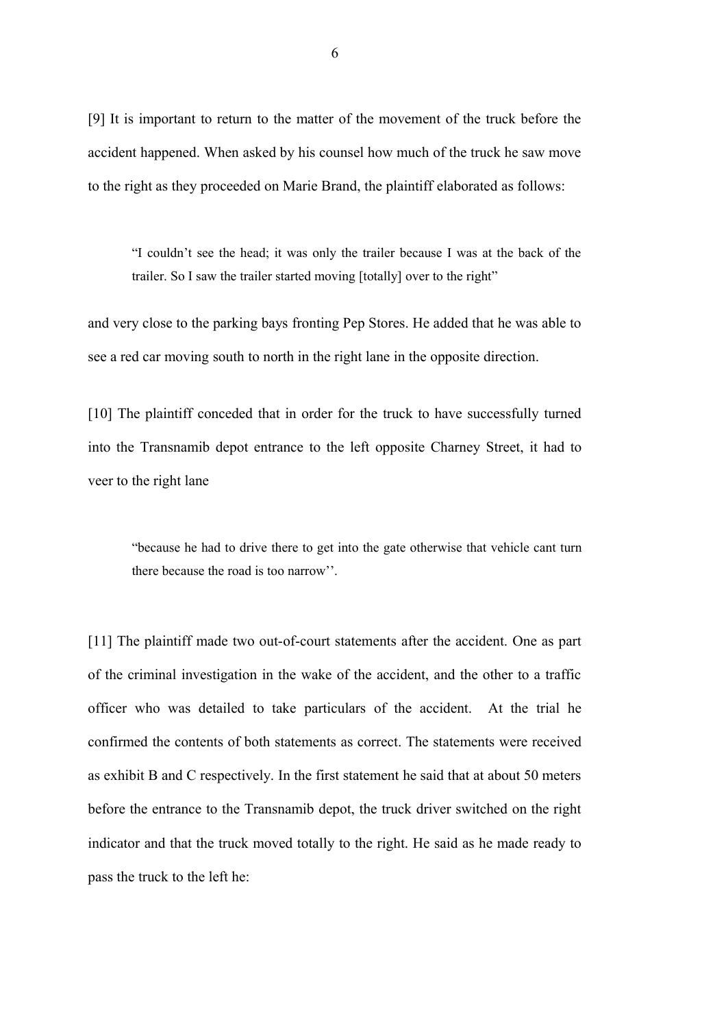[9] It is important to return to the matter of the movement of the truck before the accident happened. When asked by his counsel how much of the truck he saw move to the right as they proceeded on Marie Brand, the plaintiff elaborated as follows:

> "I couldn't see the head; it was only the trailer because I was at the back of the trailer. So I saw the trailer started moving [totally] over to the right"

and very close to the parking bays fronting Pep Stores. He added that he was able to see a red car moving south to north in the right lane in the opposite direction.

[10] The plaintiff conceded that in order for the truck to have successfully turned into the Transnamib depot entrance to the left opposite Charney Street, it had to veer to the right lane

> "because he had to drive there to get into the gate otherwise that vehicle cant turn there because the road is too narrow''.

[11] The plaintiff made two out-of-court statements after the accident. One as part of the criminal investigation in the wake of the accident, and the other to a traffic officer who was detailed to take particulars of the accident. At the trial he confirmed the contents of both statements as correct. The statements were received as exhibit B and C respectively. In the first statement he said that at about 50 meters before the entrance to the Transnamib depot, the truck driver switched on the right indicator and that the truck moved totally to the right. He said as he made ready to pass the truck to the left he: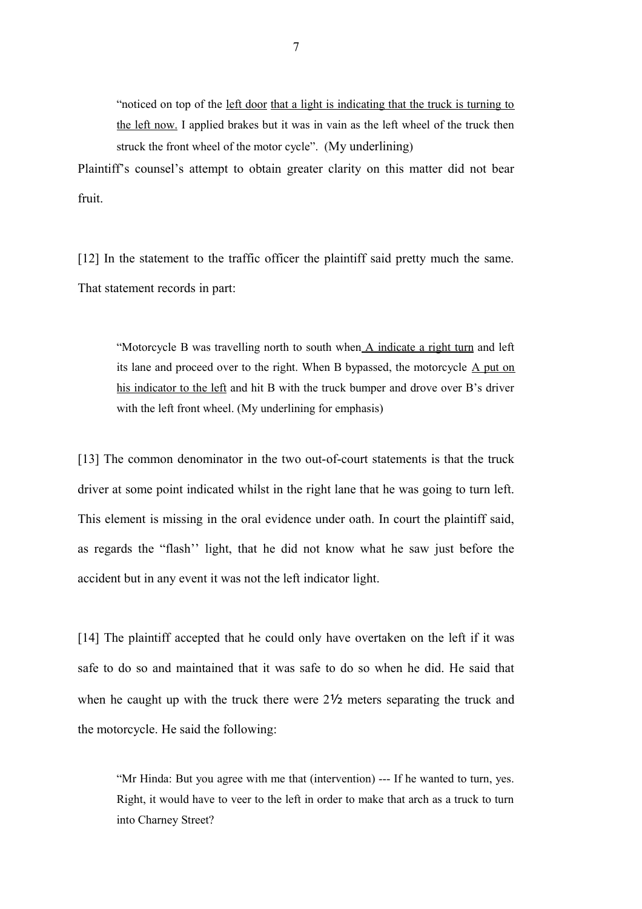> "noticed on top of the <u>left door</u> <u>that a light is indicating that the truck is turning to the left now.</u> I applied brakes but it was in vain as the left wheel of the truck then struck the front wheel of the motor cycle". (My underlining)

Plaintiff's counsel's attempt to obtain greater clarity on this matter did not bear fruit.

[12] In the statement to the traffic officer the plaintiff said pretty much the same. That statement records in part:

> "Motorcycle B was travelling north to south when <u>A indicate a right turn</u> and left its lane and proceed over to the right. When B bypassed, the motorcycle <u>A put on his indicator to the left</u> and hit B with the truck bumper and drove over B's driver with the left front wheel. (My underlining for emphasis)

[13] The common denominator in the two out-of-court statements is that the truck driver at some point indicated whilst in the right lane that he was going to turn left. This element is missing in the oral evidence under oath. In court the plaintiff said, as regards the "flash'' light, that he did not know what he saw just before the accident but in any event it was not the left indicator light.

[14] The plaintiff accepted that he could only have overtaken on the left if it was safe to do so and maintained that it was safe to do so when he did. He said that when he caught up with the truck there were 2½ meters separating the truck and the motorcycle. He said the following:

> "Mr Hinda: But you agree with me that (intervention) --- If he wanted to turn, yes. Right, it would have to veer to the left in order to make that arch as a truck to turn into Charney Street?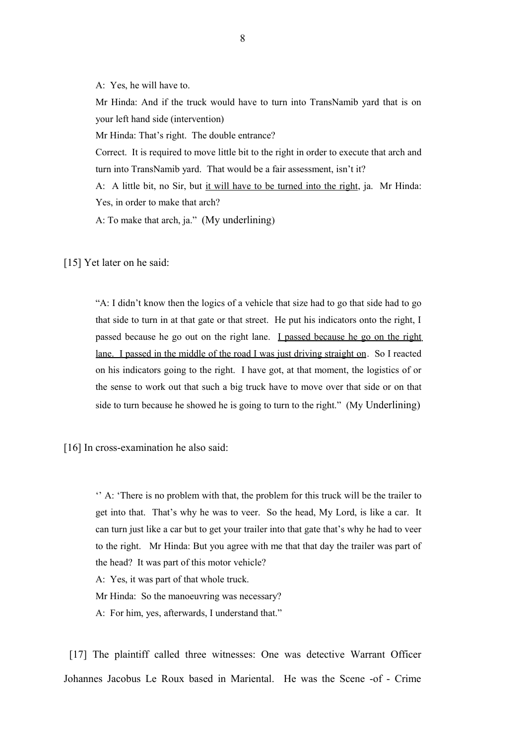> A: Yes, he will have to.
>
> Mr Hinda: And if the truck would have to turn into TransNamib yard that is on your left hand side (intervention)
>
> Mr Hinda: That's right. The double entrance?
>
> Correct. It is required to move little bit to the right in order to execute that arch and turn into TransNamib yard. That would be a fair assessment, isn't it?
>
> A: A little bit, no Sir, but <u>it will have to be turned into the right</u>, ja. Mr Hinda: Yes, in order to make that arch?
>
> A: To make that arch, ja." (My underlining)

[15] Yet later on he said:

> "A: I didn't know then the logics of a vehicle that size had to go that side had to go that side to turn in at that gate or that street. He put his indicators onto the right, I passed because he go out on the right lane. <u>I passed because he go on the right lane. I passed in the middle of the road I was just driving straight on</u>. So I reacted on his indicators going to the right. I have got, at that moment, the logistics of or the sense to work out that such a big truck have to move over that side or on that side to turn because he showed he is going to turn to the right." (My Underlining)

[16] In cross-examination he also said:

> '' A: 'There is no problem with that, the problem for this truck will be the trailer to get into that. That's why he was to veer. So the head, My Lord, is like a car. It can turn just like a car but to get your trailer into that gate that's why he had to veer to the right. Mr Hinda: But you agree with me that that day the trailer was part of the head? It was part of this motor vehicle?
>
> A: Yes, it was part of that whole truck.
>
> Mr Hinda: So the manoeuvring was necessary?
>
> A: For him, yes, afterwards, I understand that."

[17] The plaintiff called three witnesses: One was detective Warrant Officer Johannes Jacobus Le Roux based in Mariental. He was the Scene -of - Crime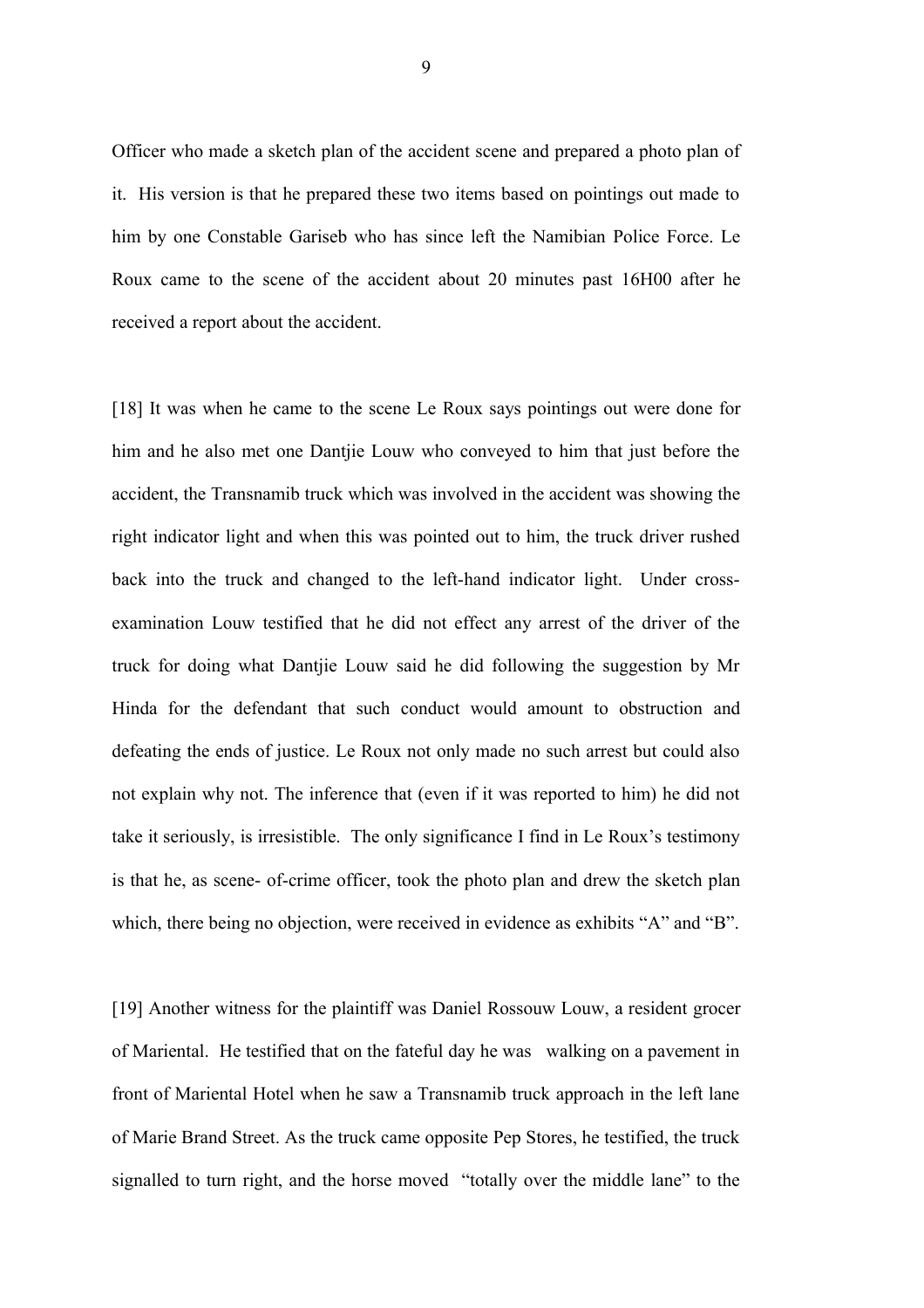Officer who made a sketch plan of the accident scene and prepared a photo plan of it. His version is that he prepared these two items based on pointings out made to him by one Constable Gariseb who has since left the Namibian Police Force. Le Roux came to the scene of the accident about 20 minutes past 16H00 after he received a report about the accident.

[18] It was when he came to the scene Le Roux says pointings out were done for him and he also met one Dantjie Louw who conveyed to him that just before the accident, the Transnamib truck which was involved in the accident was showing the right indicator light and when this was pointed out to him, the truck driver rushed back into the truck and changed to the left-hand indicator light. Under cross-examination Louw testified that he did not effect any arrest of the driver of the truck for doing what Dantjie Louw said he did following the suggestion by Mr Hinda for the defendant that such conduct would amount to obstruction and defeating the ends of justice. Le Roux not only made no such arrest but could also not explain why not. The inference that (even if it was reported to him) he did not take it seriously, is irresistible. The only significance I find in Le Roux's testimony is that he, as scene- of-crime officer, took the photo plan and drew the sketch plan which, there being no objection, were received in evidence as exhibits "A" and "B".

[19] Another witness for the plaintiff was Daniel Rossouw Louw, a resident grocer of Mariental. He testified that on the fateful day he was walking on a pavement in front of Mariental Hotel when he saw a Transnamib truck approach in the left lane of Marie Brand Street. As the truck came opposite Pep Stores, he testified, the truck signalled to turn right, and the horse moved "totally over the middle lane" to the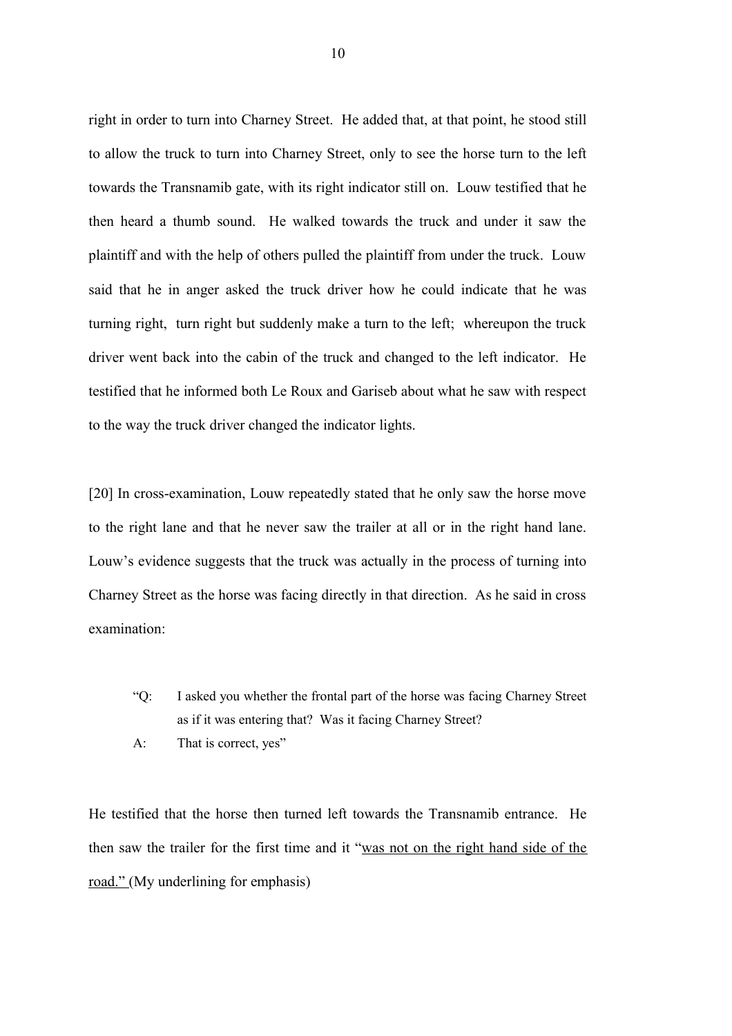right in order to turn into Charney Street. He added that, at that point, he stood still to allow the truck to turn into Charney Street, only to see the horse turn to the left towards the Transnamib gate, with its right indicator still on. Louw testified that he then heard a thumb sound. He walked towards the truck and under it saw the plaintiff and with the help of others pulled the plaintiff from under the truck. Louw said that he in anger asked the truck driver how he could indicate that he was turning right, turn right but suddenly make a turn to the left; whereupon the truck driver went back into the cabin of the truck and changed to the left indicator. He testified that he informed both Le Roux and Gariseb about what he saw with respect to the way the truck driver changed the indicator lights.

[20] In cross-examination, Louw repeatedly stated that he only saw the horse move to the right lane and that he never saw the trailer at all or in the right hand lane. Louw's evidence suggests that the truck was actually in the process of turning into Charney Street as the horse was facing directly in that direction. As he said in cross examination:

> "Q: I asked you whether the frontal part of the horse was facing Charney Street as if it was entering that? Was it facing Charney Street?
>
> A: That is correct, yes"

He testified that the horse then turned left towards the Transnamib entrance. He then saw the trailer for the first time and it "<u>was not on the right hand side of the road.</u>" (My underlining for emphasis)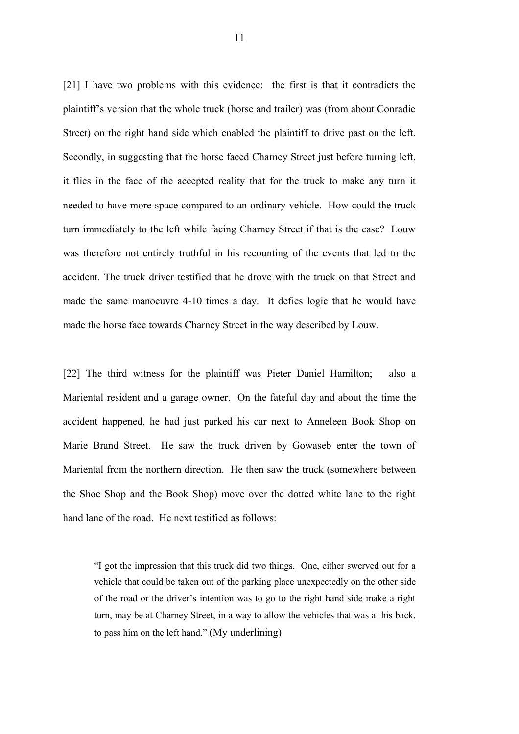[21] I have two problems with this evidence: the first is that it contradicts the plaintiff's version that the whole truck (horse and trailer) was (from about Conradie Street) on the right hand side which enabled the plaintiff to drive past on the left. Secondly, in suggesting that the horse faced Charney Street just before turning left, it flies in the face of the accepted reality that for the truck to make any turn it needed to have more space compared to an ordinary vehicle. How could the truck turn immediately to the left while facing Charney Street if that is the case? Louw was therefore not entirely truthful in his recounting of the events that led to the accident. The truck driver testified that he drove with the truck on that Street and made the same manoeuvre 4-10 times a day. It defies logic that he would have made the horse face towards Charney Street in the way described by Louw.

[22] The third witness for the plaintiff was Pieter Daniel Hamilton; also a Mariental resident and a garage owner. On the fateful day and about the time the accident happened, he had just parked his car next to Anneleen Book Shop on Marie Brand Street. He saw the truck driven by Gowaseb enter the town of Mariental from the northern direction. He then saw the truck (somewhere between the Shoe Shop and the Book Shop) move over the dotted white lane to the right hand lane of the road. He next testified as follows:

> "I got the impression that this truck did two things. One, either swerved out for a vehicle that could be taken out of the parking place unexpectedly on the other side of the road or the driver's intention was to go to the right hand side make a right turn, may be at Charney Street, <u>in a way to allow the vehicles that was at his back, to pass him on the left hand."</u> (My underlining)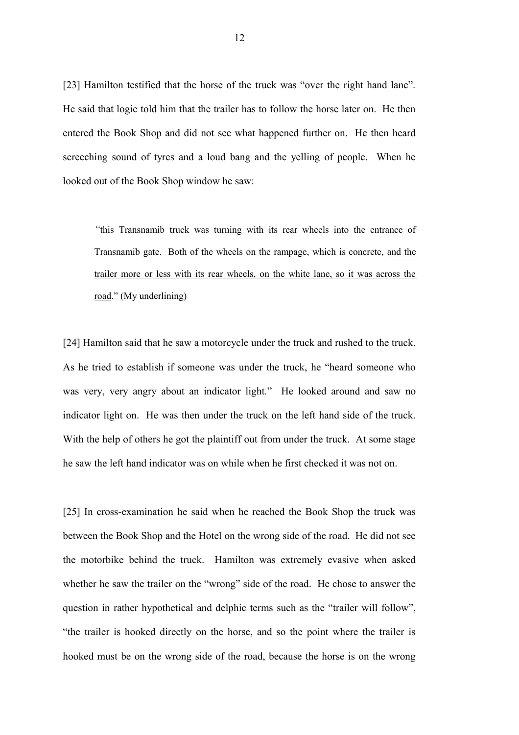[23] Hamilton testified that the horse of the truck was "over the right hand lane". He said that logic told him that the trailer has to follow the horse later on. He then entered the Book Shop and did not see what happened further on. He then heard screeching sound of tyres and a loud bang and the yelling of people. When he looked out of the Book Shop window he saw:

> "this Transnamib truck was turning with its rear wheels into the entrance of Transnamib gate. Both of the wheels on the rampage, which is concrete, <u>and the trailer more or less with its rear wheels, on the white lane, so it was across the road</u>." (My underlining)

[24] Hamilton said that he saw a motorcycle under the truck and rushed to the truck. As he tried to establish if someone was under the truck, he "heard someone who was very, very angry about an indicator light." He looked around and saw no indicator light on. He was then under the truck on the left hand side of the truck. With the help of others he got the plaintiff out from under the truck. At some stage he saw the left hand indicator was on while when he first checked it was not on.

[25] In cross-examination he said when he reached the Book Shop the truck was between the Book Shop and the Hotel on the wrong side of the road. He did not see the motorbike behind the truck. Hamilton was extremely evasive when asked whether he saw the trailer on the "wrong" side of the road. He chose to answer the question in rather hypothetical and delphic terms such as the "trailer will follow", "the trailer is hooked directly on the horse, and so the point where the trailer is hooked must be on the wrong side of the road, because the horse is on the wrong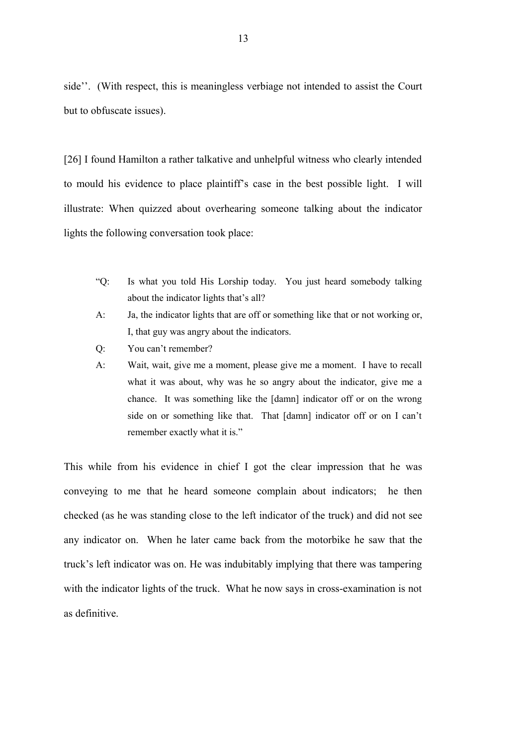side''. (With respect, this is meaningless verbiage not intended to assist the Court but to obfuscate issues).

[26] I found Hamilton a rather talkative and unhelpful witness who clearly intended to mould his evidence to place plaintiff's case in the best possible light. I will illustrate: When quizzed about overhearing someone talking about the indicator lights the following conversation took place:

> "Q: Is what you told His Lorship today. You just heard somebody talking about the indicator lights that's all?
>
> A: Ja, the indicator lights that are off or something like that or not working or, I, that guy was angry about the indicators.
>
> Q: You can't remember?
>
> A: Wait, wait, give me a moment, please give me a moment. I have to recall what it was about, why was he so angry about the indicator, give me a chance. It was something like the [damn] indicator off or on the wrong side on or something like that. That [damn] indicator off or on I can't remember exactly what it is."

This while from his evidence in chief I got the clear impression that he was conveying to me that he heard someone complain about indicators; he then checked (as he was standing close to the left indicator of the truck) and did not see any indicator on. When he later came back from the motorbike he saw that the truck's left indicator was on. He was indubitably implying that there was tampering with the indicator lights of the truck. What he now says in cross-examination is not as definitive.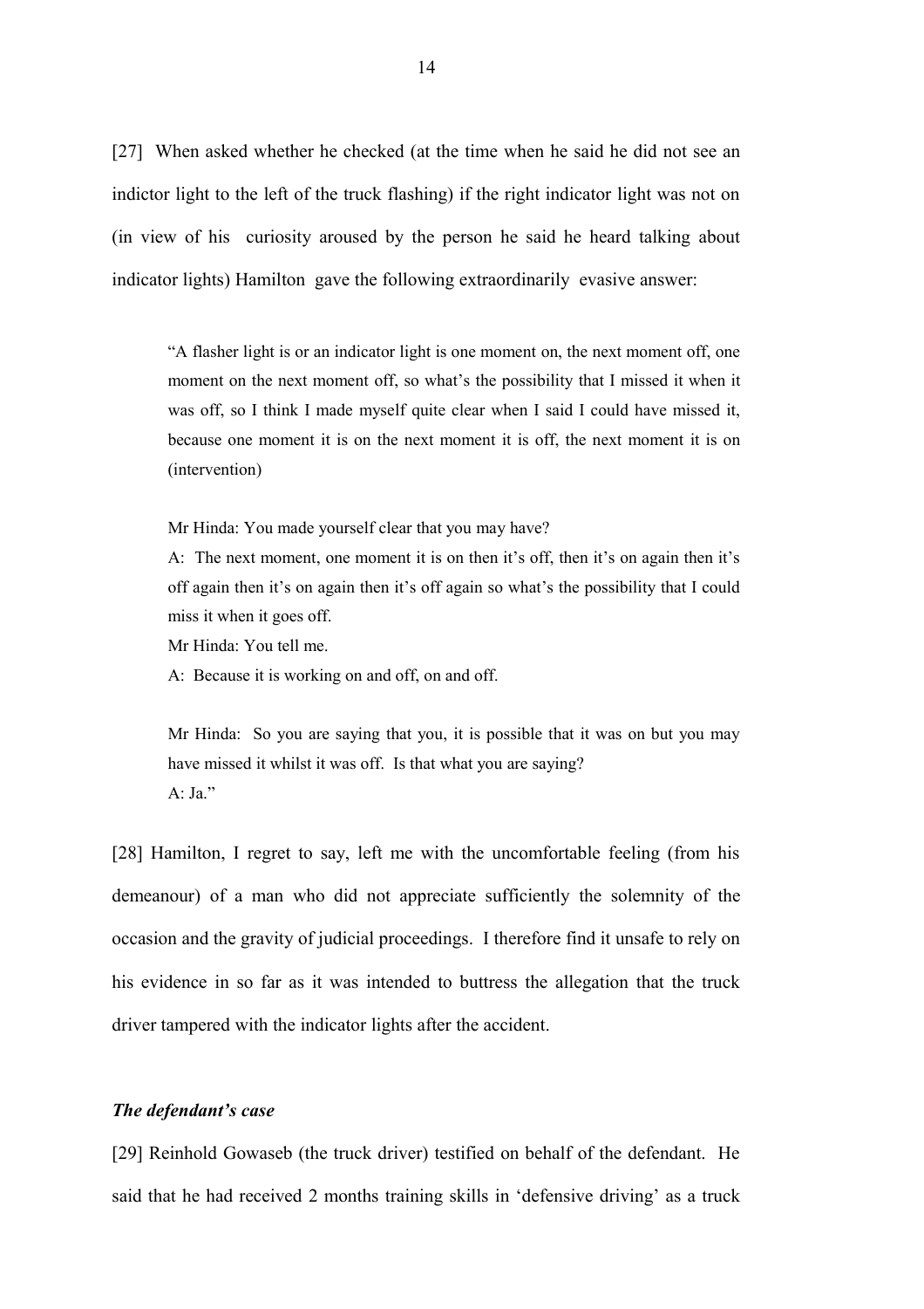[27] When asked whether he checked (at the time when he said he did not see an indictor light to the left of the truck flashing) if the right indicator light was not on (in view of his curiosity aroused by the person he said he heard talking about indicator lights) Hamilton gave the following extraordinarily evasive answer:

> "A flasher light is or an indicator light is one moment on, the next moment off, one moment on the next moment off, so what's the possibility that I missed it when it was off, so I think I made myself quite clear when I said I could have missed it, because one moment it is on the next moment it is off, the next moment it is on (intervention)
>
> Mr Hinda: You made yourself clear that you may have?
> A: The next moment, one moment it is on then it's off, then it's on again then it's off again then it's on again then it's off again so what's the possibility that I could miss it when it goes off.
> Mr Hinda: You tell me.
> A: Because it is working on and off, on and off.
>
> Mr Hinda: So you are saying that you, it is possible that it was on but you may have missed it whilst it was off. Is that what you are saying?
> A: Ja."

[28] Hamilton, I regret to say, left me with the uncomfortable feeling (from his demeanour) of a man who did not appreciate sufficiently the solemnity of the occasion and the gravity of judicial proceedings. I therefore find it unsafe to rely on his evidence in so far as it was intended to buttress the allegation that the truck driver tampered with the indicator lights after the accident.

***The defendant's case***

[29] Reinhold Gowaseb (the truck driver) testified on behalf of the defendant. He said that he had received 2 months training skills in 'defensive driving' as a truck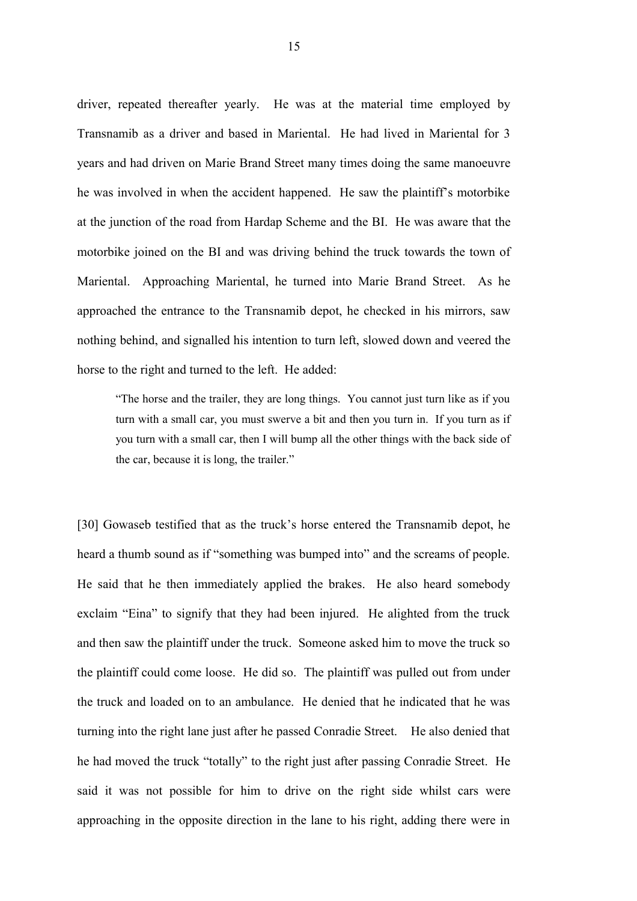driver, repeated thereafter yearly. He was at the material time employed by Transnamib as a driver and based in Mariental. He had lived in Mariental for 3 years and had driven on Marie Brand Street many times doing the same manoeuvre he was involved in when the accident happened. He saw the plaintiff's motorbike at the junction of the road from Hardap Scheme and the BI. He was aware that the motorbike joined on the BI and was driving behind the truck towards the town of Mariental. Approaching Mariental, he turned into Marie Brand Street. As he approached the entrance to the Transnamib depot, he checked in his mirrors, saw nothing behind, and signalled his intention to turn left, slowed down and veered the horse to the right and turned to the left. He added:

> "The horse and the trailer, they are long things. You cannot just turn like as if you turn with a small car, you must swerve a bit and then you turn in. If you turn as if you turn with a small car, then I will bump all the other things with the back side of the car, because it is long, the trailer."

[30] Gowaseb testified that as the truck's horse entered the Transnamib depot, he heard a thumb sound as if "something was bumped into" and the screams of people. He said that he then immediately applied the brakes. He also heard somebody exclaim "Eina" to signify that they had been injured. He alighted from the truck and then saw the plaintiff under the truck. Someone asked him to move the truck so the plaintiff could come loose. He did so. The plaintiff was pulled out from under the truck and loaded on to an ambulance. He denied that he indicated that he was turning into the right lane just after he passed Conradie Street. He also denied that he had moved the truck "totally" to the right just after passing Conradie Street. He said it was not possible for him to drive on the right side whilst cars were approaching in the opposite direction in the lane to his right, adding there were in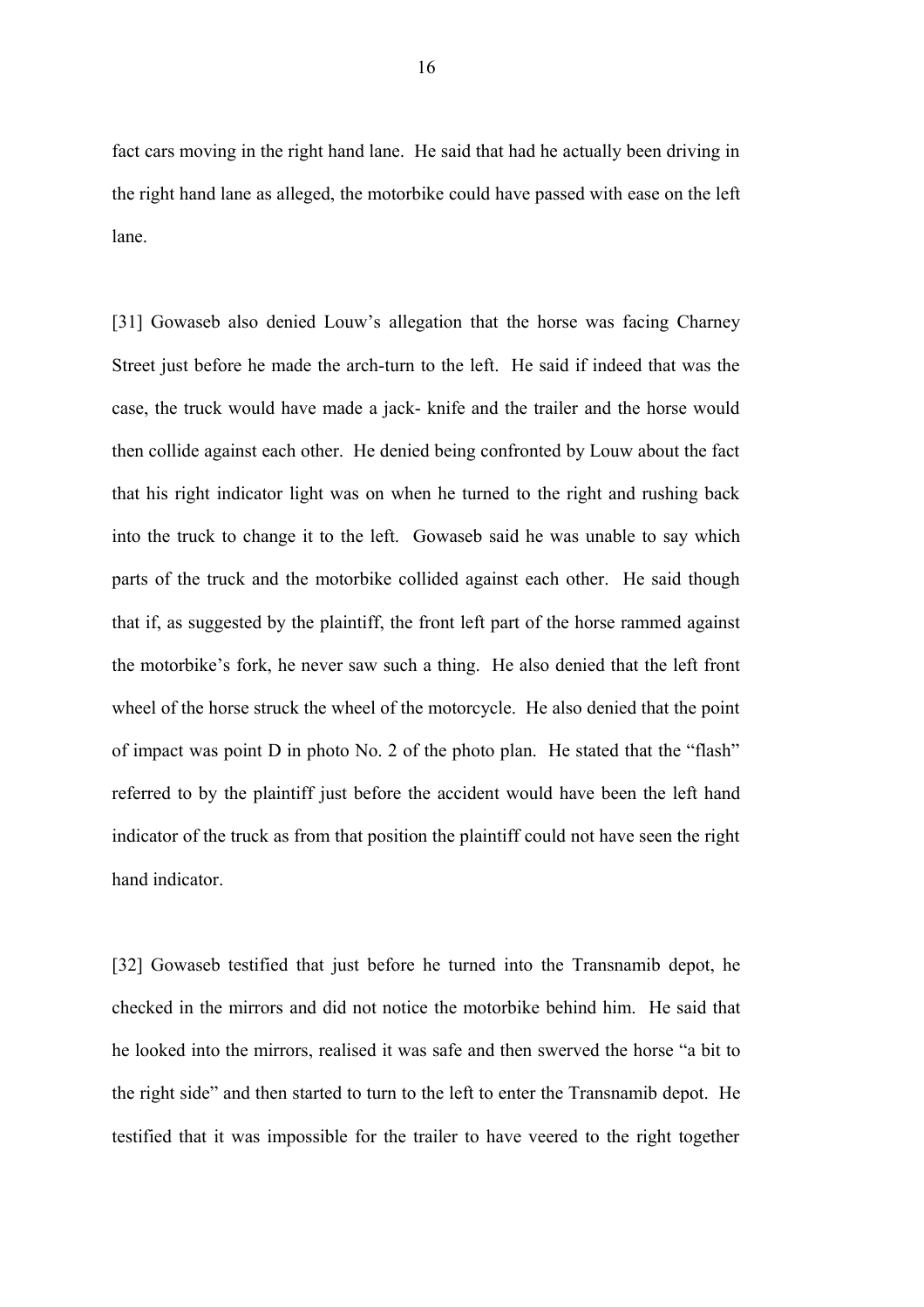fact cars moving in the right hand lane. He said that had he actually been driving in the right hand lane as alleged, the motorbike could have passed with ease on the left lane.

[31] Gowaseb also denied Louw's allegation that the horse was facing Charney Street just before he made the arch-turn to the left. He said if indeed that was the case, the truck would have made a jack- knife and the trailer and the horse would then collide against each other. He denied being confronted by Louw about the fact that his right indicator light was on when he turned to the right and rushing back into the truck to change it to the left. Gowaseb said he was unable to say which parts of the truck and the motorbike collided against each other. He said though that if, as suggested by the plaintiff, the front left part of the horse rammed against the motorbike's fork, he never saw such a thing. He also denied that the left front wheel of the horse struck the wheel of the motorcycle. He also denied that the point of impact was point D in photo No. 2 of the photo plan. He stated that the "flash" referred to by the plaintiff just before the accident would have been the left hand indicator of the truck as from that position the plaintiff could not have seen the right hand indicator.

[32] Gowaseb testified that just before he turned into the Transnamib depot, he checked in the mirrors and did not notice the motorbike behind him. He said that he looked into the mirrors, realised it was safe and then swerved the horse "a bit to the right side" and then started to turn to the left to enter the Transnamib depot. He testified that it was impossible for the trailer to have veered to the right together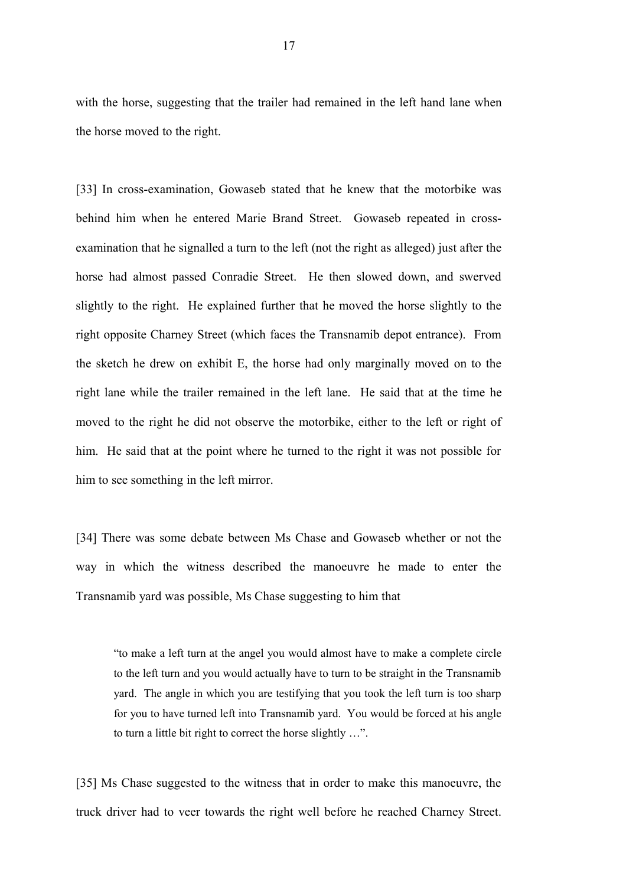with the horse, suggesting that the trailer had remained in the left hand lane when the horse moved to the right.

[33] In cross-examination, Gowaseb stated that he knew that the motorbike was behind him when he entered Marie Brand Street. Gowaseb repeated in cross-examination that he signalled a turn to the left (not the right as alleged) just after the horse had almost passed Conradie Street. He then slowed down, and swerved slightly to the right. He explained further that he moved the horse slightly to the right opposite Charney Street (which faces the Transnamib depot entrance). From the sketch he drew on exhibit E, the horse had only marginally moved on to the right lane while the trailer remained in the left lane. He said that at the time he moved to the right he did not observe the motorbike, either to the left or right of him. He said that at the point where he turned to the right it was not possible for him to see something in the left mirror.

[34] There was some debate between Ms Chase and Gowaseb whether or not the way in which the witness described the manoeuvre he made to enter the Transnamib yard was possible, Ms Chase suggesting to him that

> "to make a left turn at the angel you would almost have to make a complete circle to the left turn and you would actually have to turn to be straight in the Transnamib yard. The angle in which you are testifying that you took the left turn is too sharp for you to have turned left into Transnamib yard. You would be forced at his angle to turn a little bit right to correct the horse slightly …".

[35] Ms Chase suggested to the witness that in order to make this manoeuvre, the truck driver had to veer towards the right well before he reached Charney Street.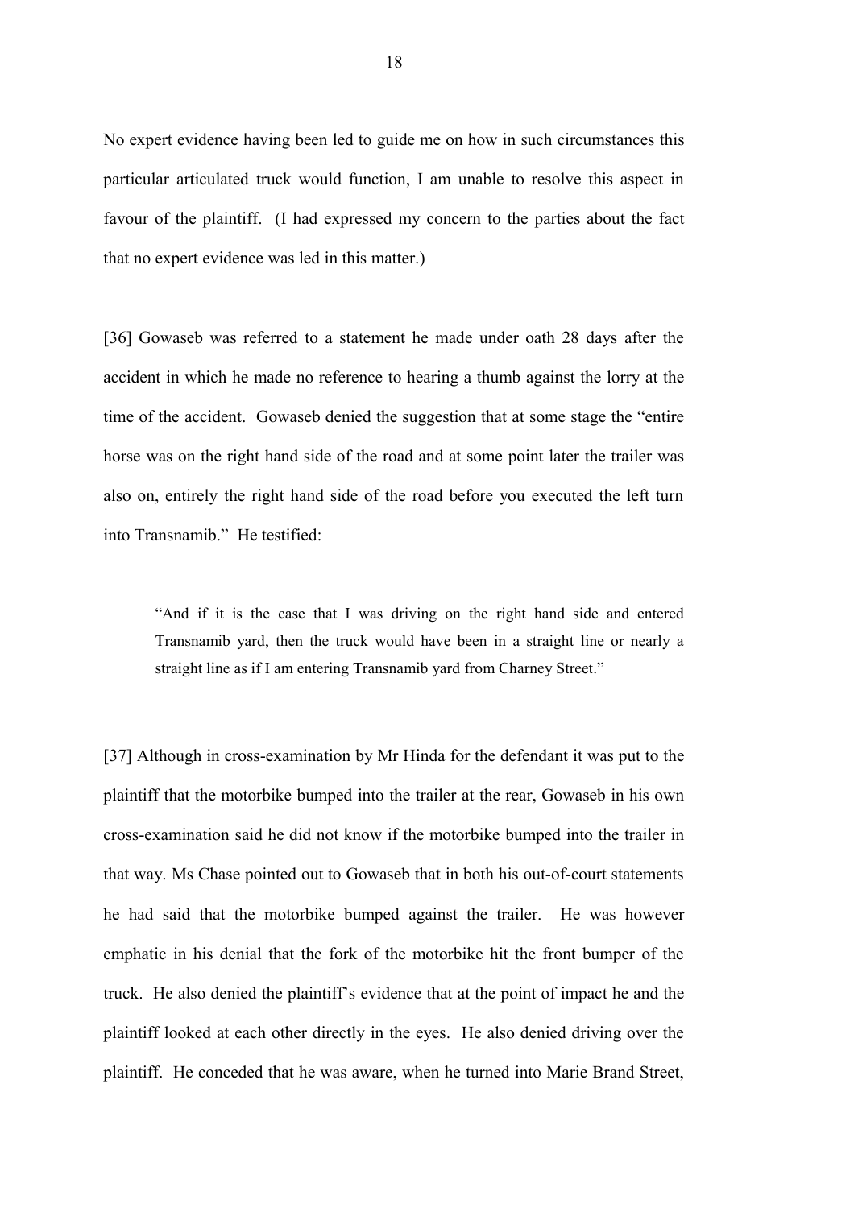No expert evidence having been led to guide me on how in such circumstances this particular articulated truck would function, I am unable to resolve this aspect in favour of the plaintiff. (I had expressed my concern to the parties about the fact that no expert evidence was led in this matter.)

[36] Gowaseb was referred to a statement he made under oath 28 days after the accident in which he made no reference to hearing a thumb against the lorry at the time of the accident. Gowaseb denied the suggestion that at some stage the "entire horse was on the right hand side of the road and at some point later the trailer was also on, entirely the right hand side of the road before you executed the left turn into Transnamib." He testified:

> "And if it is the case that I was driving on the right hand side and entered Transnamib yard, then the truck would have been in a straight line or nearly a straight line as if I am entering Transnamib yard from Charney Street."

[37] Although in cross-examination by Mr Hinda for the defendant it was put to the plaintiff that the motorbike bumped into the trailer at the rear, Gowaseb in his own cross-examination said he did not know if the motorbike bumped into the trailer in that way. Ms Chase pointed out to Gowaseb that in both his out-of-court statements he had said that the motorbike bumped against the trailer. He was however emphatic in his denial that the fork of the motorbike hit the front bumper of the truck. He also denied the plaintiff's evidence that at the point of impact he and the plaintiff looked at each other directly in the eyes. He also denied driving over the plaintiff. He conceded that he was aware, when he turned into Marie Brand Street,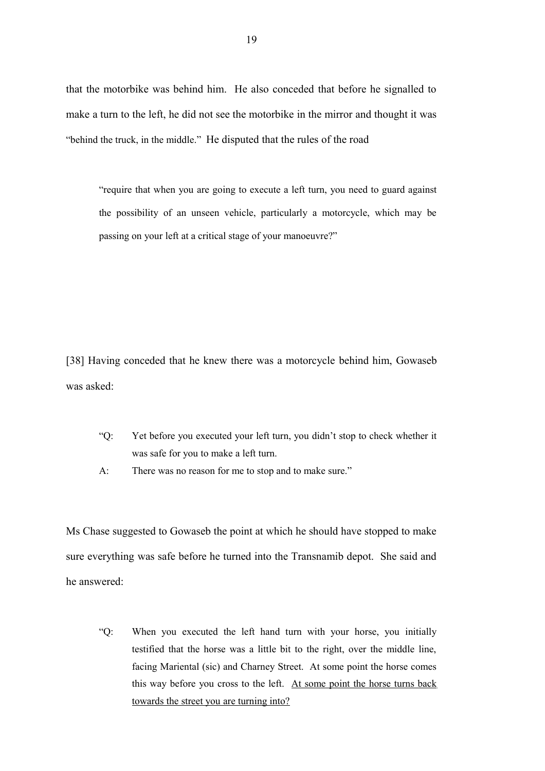that the motorbike was behind him. He also conceded that before he signalled to make a turn to the left, he did not see the motorbike in the mirror and thought it was "behind the truck, in the middle." He disputed that the rules of the road

> "require that when you are going to execute a left turn, you need to guard against the possibility of an unseen vehicle, particularly a motorcycle, which may be passing on your left at a critical stage of your manoeuvre?"

[38] Having conceded that he knew there was a motorcycle behind him, Gowaseb was asked:

> "Q: Yet before you executed your left turn, you didn't stop to check whether it was safe for you to make a left turn.
>
> A: There was no reason for me to stop and to make sure."

Ms Chase suggested to Gowaseb the point at which he should have stopped to make sure everything was safe before he turned into the Transnamib depot. She said and he answered:

> "Q: When you executed the left hand turn with your horse, you initially testified that the horse was a little bit to the right, over the middle line, facing Mariental (sic) and Charney Street. At some point the horse comes this way before you cross to the left. <u>At some point the horse turns back towards the street you are turning into?</u>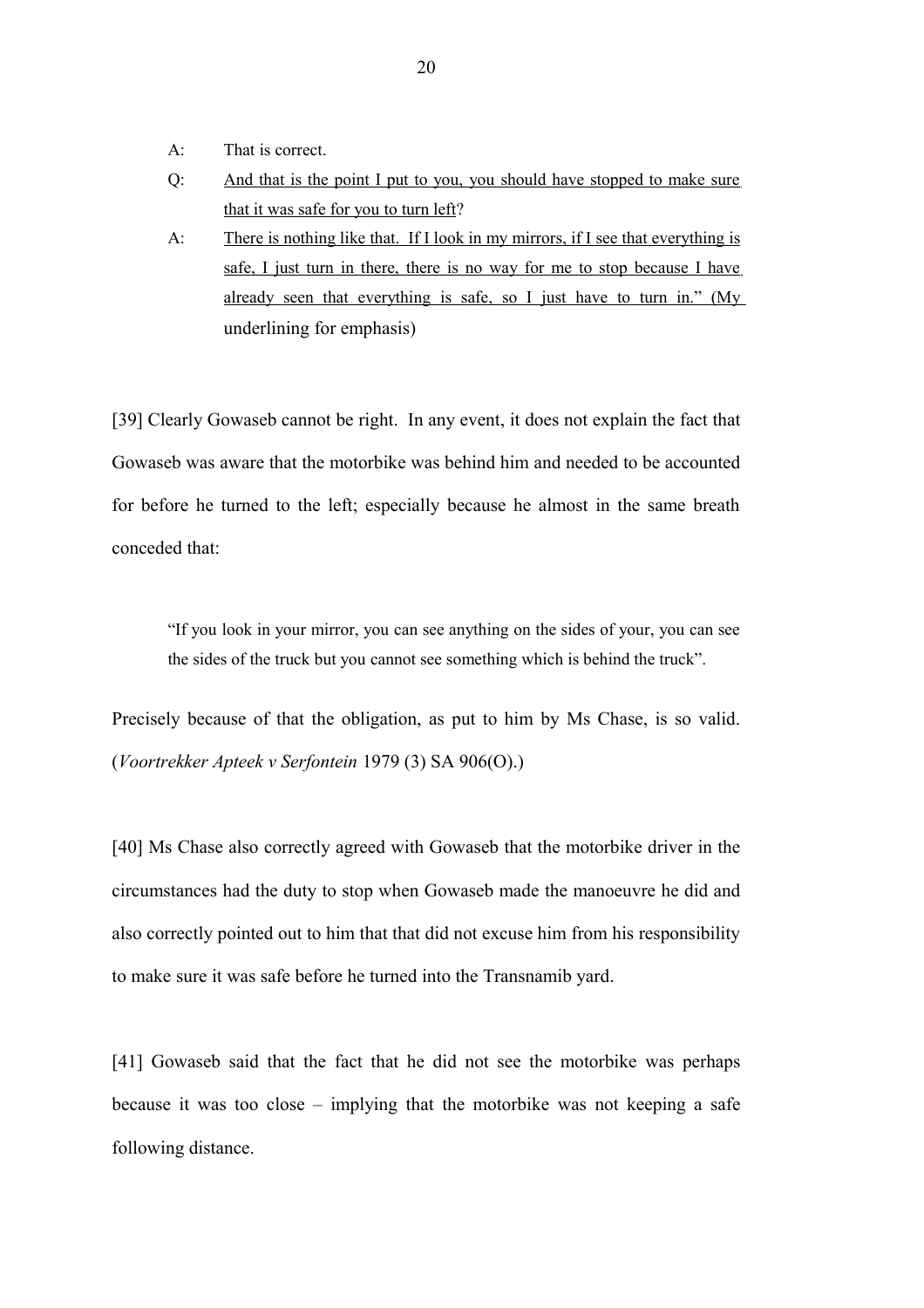A: That is correct.

Q: <u>And that is the point I put to you, you should have stopped to make sure that it was safe for you to turn left</u>?

A: <u>There is nothing like that. If I look in my mirrors, if I see that everything is safe, I just turn in there, there is no way for me to stop because I have already seen that everything is safe, so I just have to turn in.” (My</u> underlining for emphasis)

[39] Clearly Gowaseb cannot be right. In any event, it does not explain the fact that Gowaseb was aware that the motorbike was behind him and needed to be accounted for before he turned to the left; especially because he almost in the same breath conceded that:

> “If you look in your mirror, you can see anything on the sides of your, you can see the sides of the truck but you cannot see something which is behind the truck”.

Precisely because of that the obligation, as put to him by Ms Chase, is so valid. (*Voortrekker Apteek v Serfontein* 1979 (3) SA 906(O).)

[40] Ms Chase also correctly agreed with Gowaseb that the motorbike driver in the circumstances had the duty to stop when Gowaseb made the manoeuvre he did and also correctly pointed out to him that that did not excuse him from his responsibility to make sure it was safe before he turned into the Transnamib yard.

[41] Gowaseb said that the fact that he did not see the motorbike was perhaps because it was too close – implying that the motorbike was not keeping a safe following distance.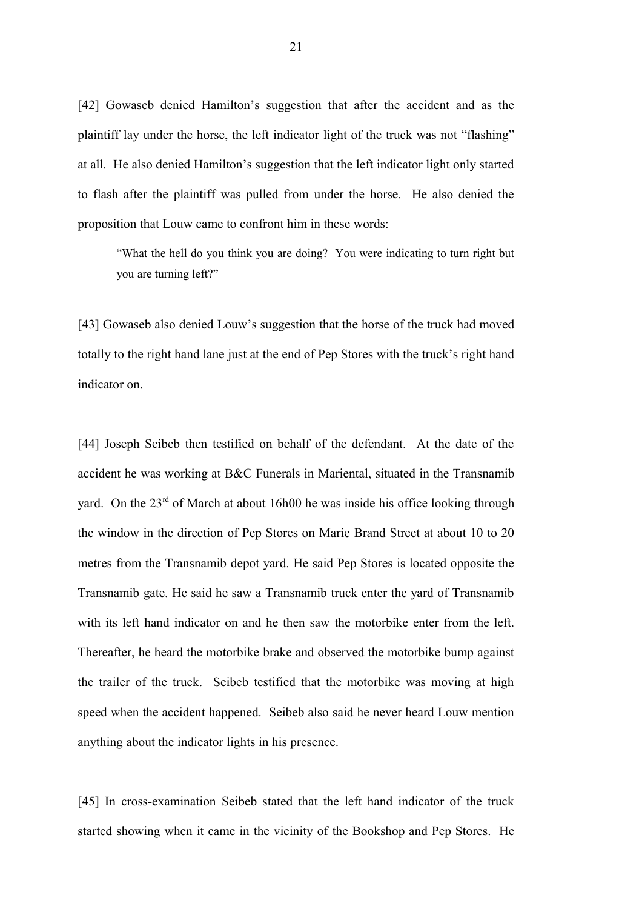[42] Gowaseb denied Hamilton's suggestion that after the accident and as the plaintiff lay under the horse, the left indicator light of the truck was not "flashing" at all. He also denied Hamilton's suggestion that the left indicator light only started to flash after the plaintiff was pulled from under the horse. He also denied the proposition that Louw came to confront him in these words:

> "What the hell do you think you are doing? You were indicating to turn right but you are turning left?"

[43] Gowaseb also denied Louw's suggestion that the horse of the truck had moved totally to the right hand lane just at the end of Pep Stores with the truck's right hand indicator on.

[44] Joseph Seibeb then testified on behalf of the defendant. At the date of the accident he was working at B&C Funerals in Mariental, situated in the Transnamib yard. On the 23rd of March at about 16h00 he was inside his office looking through the window in the direction of Pep Stores on Marie Brand Street at about 10 to 20 metres from the Transnamib depot yard. He said Pep Stores is located opposite the Transnamib gate. He said he saw a Transnamib truck enter the yard of Transnamib with its left hand indicator on and he then saw the motorbike enter from the left. Thereafter, he heard the motorbike brake and observed the motorbike bump against the trailer of the truck. Seibeb testified that the motorbike was moving at high speed when the accident happened. Seibeb also said he never heard Louw mention anything about the indicator lights in his presence.

[45] In cross-examination Seibeb stated that the left hand indicator of the truck started showing when it came in the vicinity of the Bookshop and Pep Stores. He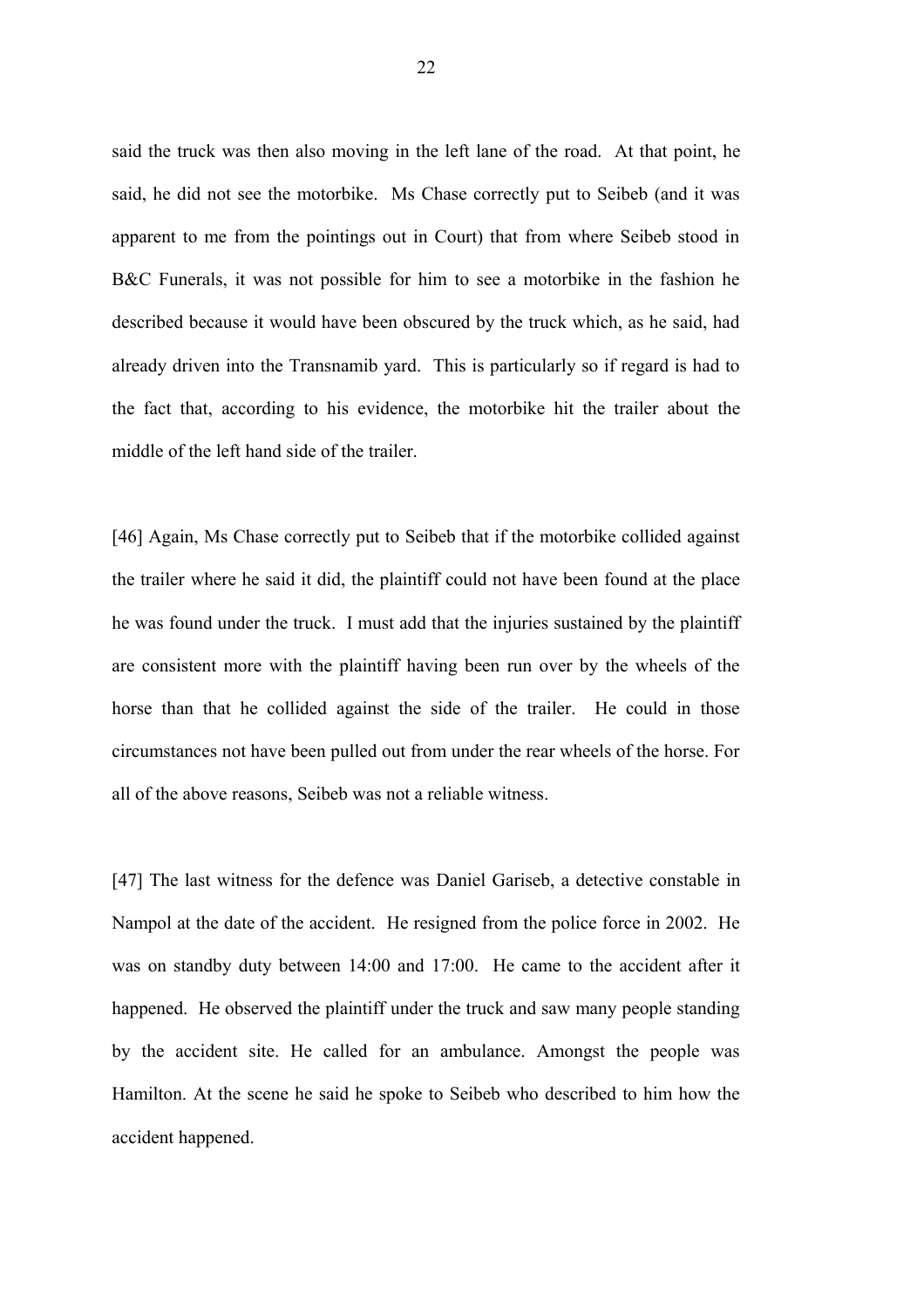said the truck was then also moving in the left lane of the road. At that point, he said, he did not see the motorbike. Ms Chase correctly put to Seibeb (and it was apparent to me from the pointings out in Court) that from where Seibeb stood in B&C Funerals, it was not possible for him to see a motorbike in the fashion he described because it would have been obscured by the truck which, as he said, had already driven into the Transnamib yard. This is particularly so if regard is had to the fact that, according to his evidence, the motorbike hit the trailer about the middle of the left hand side of the trailer.

[46] Again, Ms Chase correctly put to Seibeb that if the motorbike collided against the trailer where he said it did, the plaintiff could not have been found at the place he was found under the truck. I must add that the injuries sustained by the plaintiff are consistent more with the plaintiff having been run over by the wheels of the horse than that he collided against the side of the trailer. He could in those circumstances not have been pulled out from under the rear wheels of the horse. For all of the above reasons, Seibeb was not a reliable witness.

[47] The last witness for the defence was Daniel Gariseb, a detective constable in Nampol at the date of the accident. He resigned from the police force in 2002. He was on standby duty between 14:00 and 17:00. He came to the accident after it happened. He observed the plaintiff under the truck and saw many people standing by the accident site. He called for an ambulance. Amongst the people was Hamilton. At the scene he said he spoke to Seibeb who described to him how the accident happened.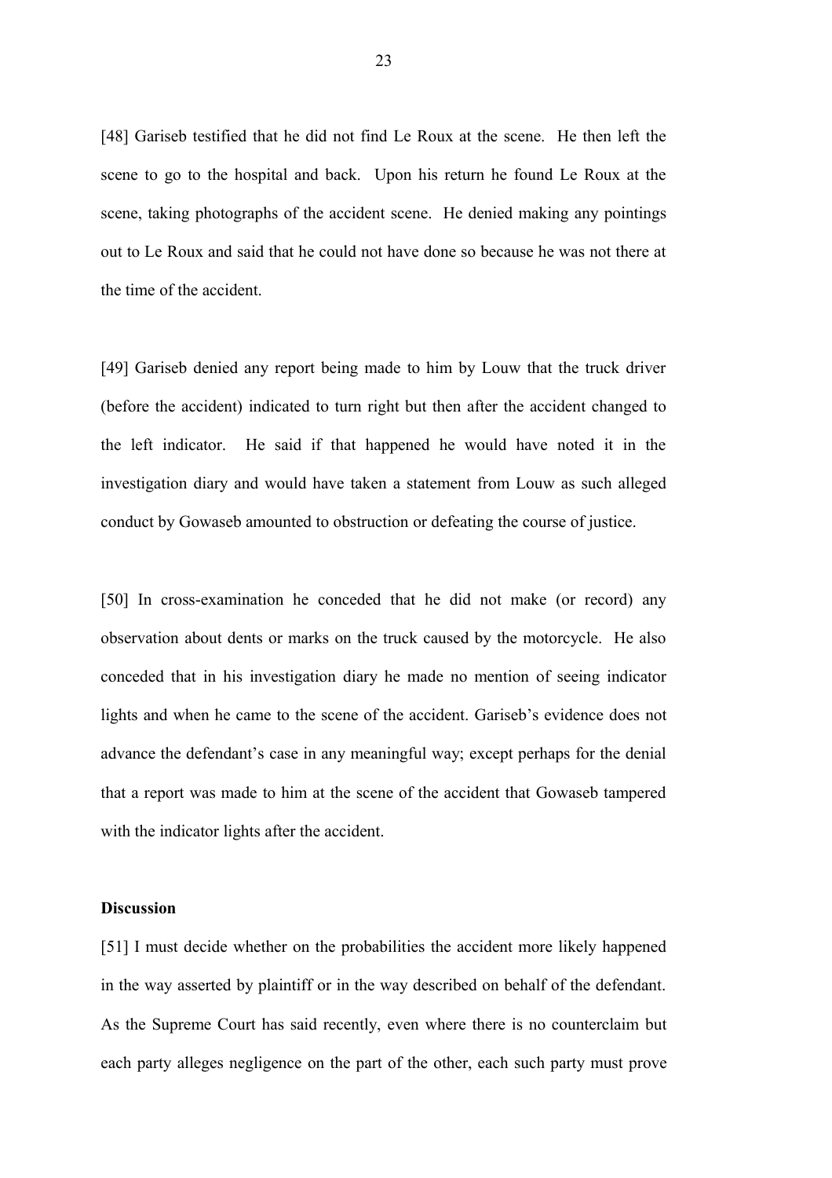[48] Gariseb testified that he did not find Le Roux at the scene. He then left the scene to go to the hospital and back. Upon his return he found Le Roux at the scene, taking photographs of the accident scene. He denied making any pointings out to Le Roux and said that he could not have done so because he was not there at the time of the accident.

[49] Gariseb denied any report being made to him by Louw that the truck driver (before the accident) indicated to turn right but then after the accident changed to the left indicator. He said if that happened he would have noted it in the investigation diary and would have taken a statement from Louw as such alleged conduct by Gowaseb amounted to obstruction or defeating the course of justice.

[50] In cross-examination he conceded that he did not make (or record) any observation about dents or marks on the truck caused by the motorcycle. He also conceded that in his investigation diary he made no mention of seeing indicator lights and when he came to the scene of the accident. Gariseb's evidence does not advance the defendant's case in any meaningful way; except perhaps for the denial that a report was made to him at the scene of the accident that Gowaseb tampered with the indicator lights after the accident.

**Discussion**

[51] I must decide whether on the probabilities the accident more likely happened in the way asserted by plaintiff or in the way described on behalf of the defendant. As the Supreme Court has said recently, even where there is no counterclaim but each party alleges negligence on the part of the other, each such party must prove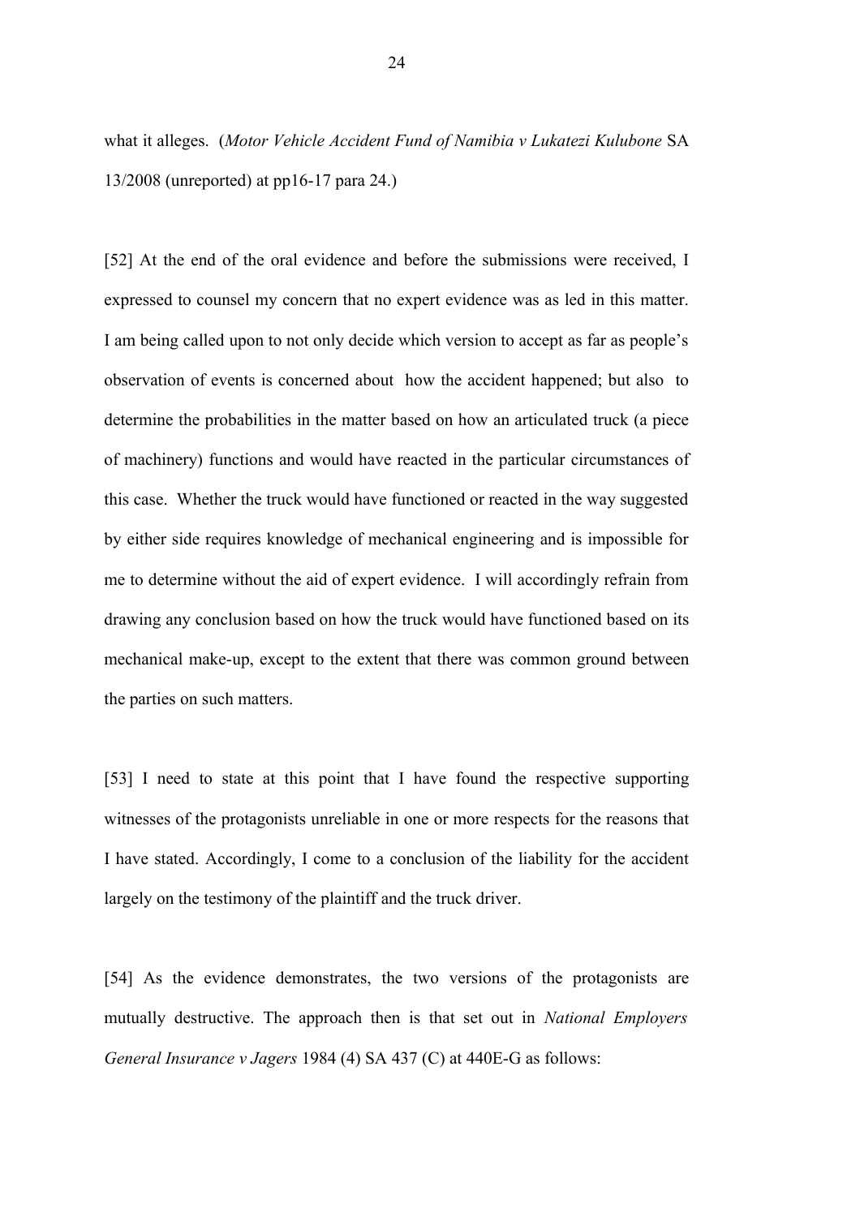what it alleges. (*Motor Vehicle Accident Fund of Namibia v Lukatezi Kulubone* SA 13/2008 (unreported) at pp16-17 para 24.)

[52] At the end of the oral evidence and before the submissions were received, I expressed to counsel my concern that no expert evidence was as led in this matter. I am being called upon to not only decide which version to accept as far as people's observation of events is concerned about how the accident happened; but also to determine the probabilities in the matter based on how an articulated truck (a piece of machinery) functions and would have reacted in the particular circumstances of this case. Whether the truck would have functioned or reacted in the way suggested by either side requires knowledge of mechanical engineering and is impossible for me to determine without the aid of expert evidence. I will accordingly refrain from drawing any conclusion based on how the truck would have functioned based on its mechanical make-up, except to the extent that there was common ground between the parties on such matters.

[53] I need to state at this point that I have found the respective supporting witnesses of the protagonists unreliable in one or more respects for the reasons that I have stated. Accordingly, I come to a conclusion of the liability for the accident largely on the testimony of the plaintiff and the truck driver.

[54] As the evidence demonstrates, the two versions of the protagonists are mutually destructive. The approach then is that set out in *National Employers General Insurance v Jagers* 1984 (4) SA 437 (C) at 440E-G as follows: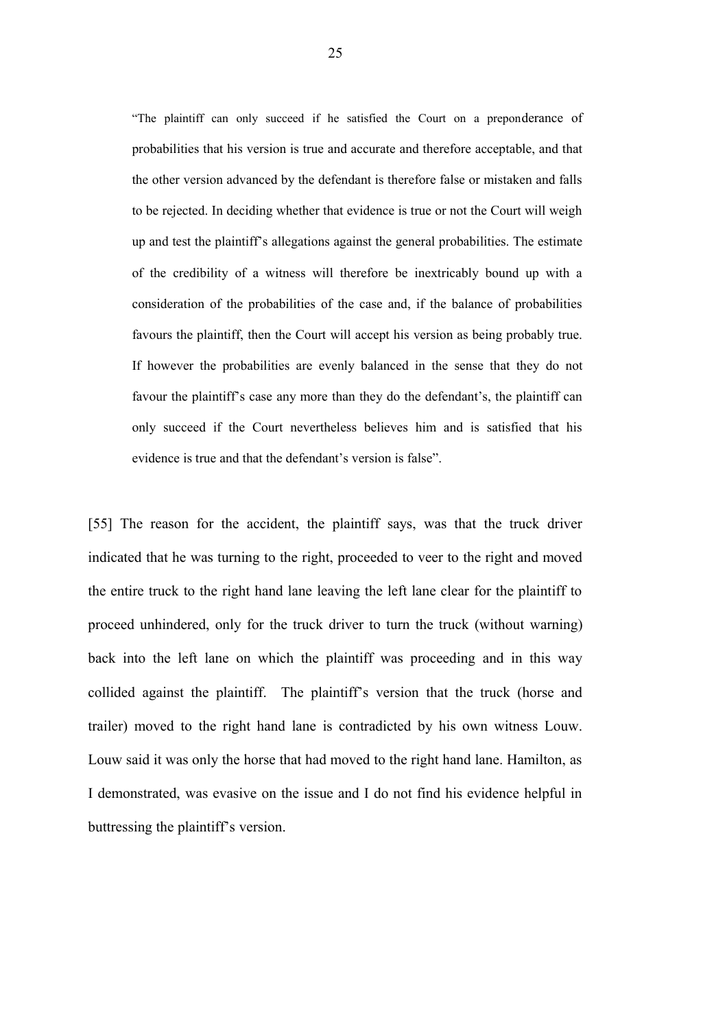> "The plaintiff can only succeed if he satisfied the Court on a preponderance of probabilities that his version is true and accurate and therefore acceptable, and that the other version advanced by the defendant is therefore false or mistaken and falls to be rejected. In deciding whether that evidence is true or not the Court will weigh up and test the plaintiff's allegations against the general probabilities. The estimate of the credibility of a witness will therefore be inextricably bound up with a consideration of the probabilities of the case and, if the balance of probabilities favours the plaintiff, then the Court will accept his version as being probably true. If however the probabilities are evenly balanced in the sense that they do not favour the plaintiff's case any more than they do the defendant's, the plaintiff can only succeed if the Court nevertheless believes him and is satisfied that his evidence is true and that the defendant's version is false".

[55] The reason for the accident, the plaintiff says, was that the truck driver indicated that he was turning to the right, proceeded to veer to the right and moved the entire truck to the right hand lane leaving the left lane clear for the plaintiff to proceed unhindered, only for the truck driver to turn the truck (without warning) back into the left lane on which the plaintiff was proceeding and in this way collided against the plaintiff. The plaintiff's version that the truck (horse and trailer) moved to the right hand lane is contradicted by his own witness Louw. Louw said it was only the horse that had moved to the right hand lane. Hamilton, as I demonstrated, was evasive on the issue and I do not find his evidence helpful in buttressing the plaintiff's version.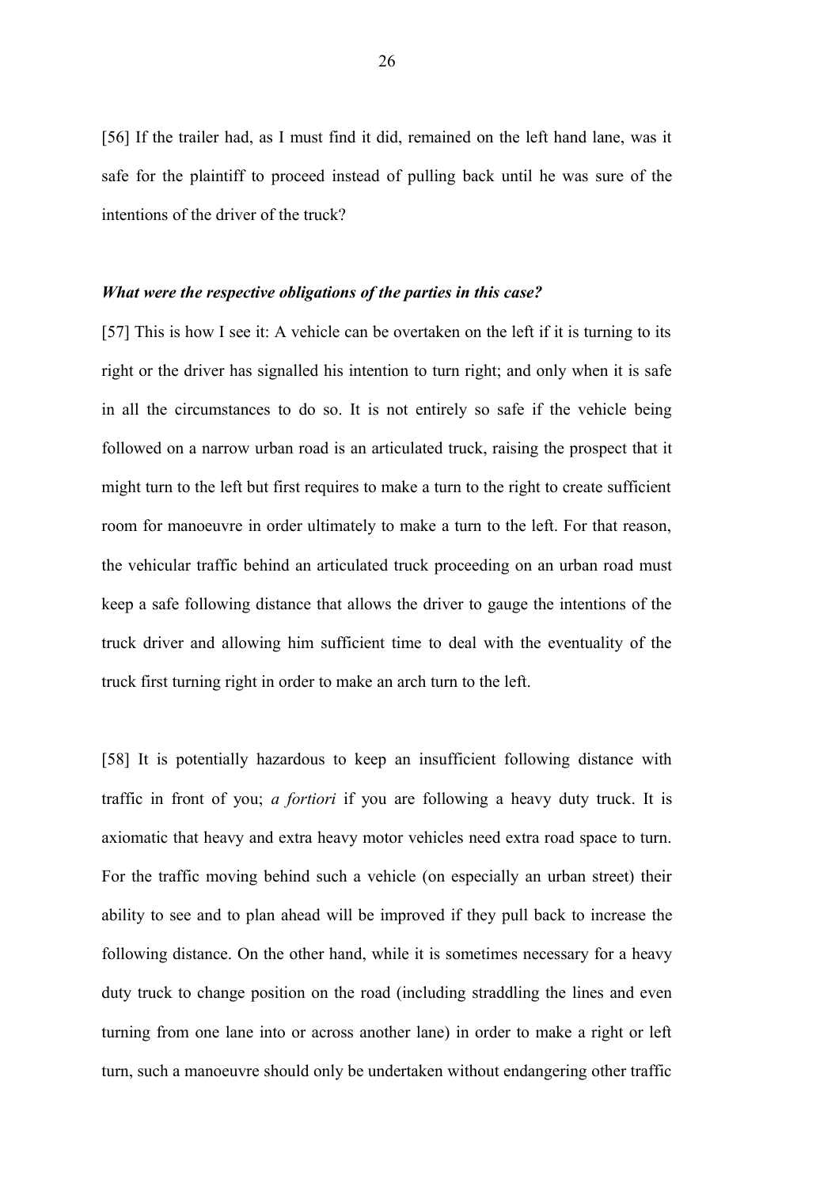[56] If the trailer had, as I must find it did, remained on the left hand lane, was it safe for the plaintiff to proceed instead of pulling back until he was sure of the intentions of the driver of the truck?

***What were the respective obligations of the parties in this case?***

[57] This is how I see it: A vehicle can be overtaken on the left if it is turning to its right or the driver has signalled his intention to turn right; and only when it is safe in all the circumstances to do so. It is not entirely so safe if the vehicle being followed on a narrow urban road is an articulated truck, raising the prospect that it might turn to the left but first requires to make a turn to the right to create sufficient room for manoeuvre in order ultimately to make a turn to the left. For that reason, the vehicular traffic behind an articulated truck proceeding on an urban road must keep a safe following distance that allows the driver to gauge the intentions of the truck driver and allowing him sufficient time to deal with the eventuality of the truck first turning right in order to make an arch turn to the left.

[58] It is potentially hazardous to keep an insufficient following distance with traffic in front of you; *a fortiori* if you are following a heavy duty truck. It is axiomatic that heavy and extra heavy motor vehicles need extra road space to turn. For the traffic moving behind such a vehicle (on especially an urban street) their ability to see and to plan ahead will be improved if they pull back to increase the following distance. On the other hand, while it is sometimes necessary for a heavy duty truck to change position on the road (including straddling the lines and even turning from one lane into or across another lane) in order to make a right or left turn, such a manoeuvre should only be undertaken without endangering other traffic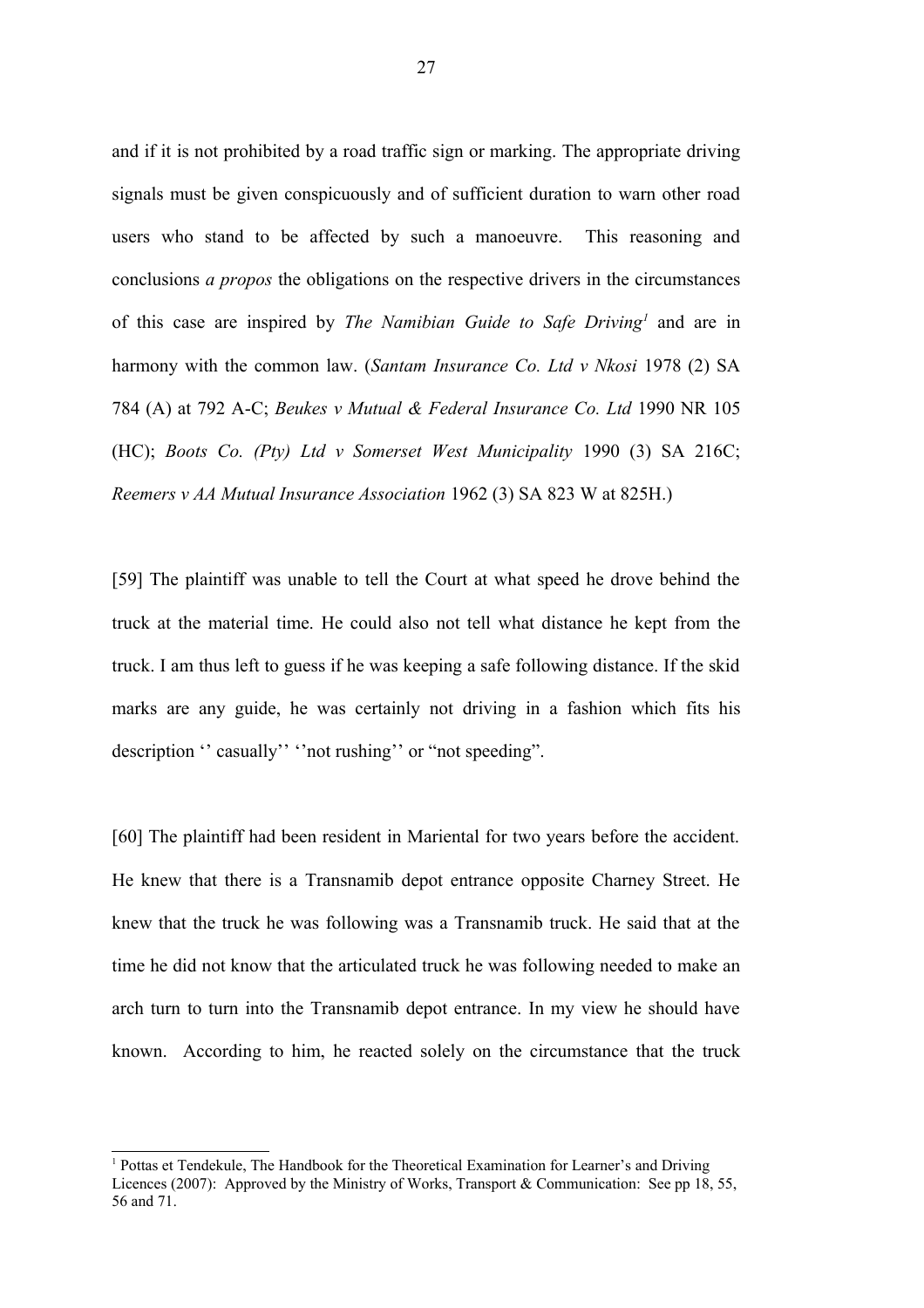and if it is not prohibited by a road traffic sign or marking. The appropriate driving signals must be given conspicuously and of sufficient duration to warn other road users who stand to be affected by such a manoeuvre. This reasoning and conclusions *a propos* the obligations on the respective drivers in the circumstances of this case are inspired by *The Namibian Guide to Safe Driving*[1] and are in harmony with the common law. (*Santam Insurance Co. Ltd v Nkosi* 1978 (2) SA 784 (A) at 792 A-C; *Beukes v Mutual & Federal Insurance Co. Ltd* 1990 NR 105 (HC); *Boots Co. (Pty) Ltd v Somerset West Municipality* 1990 (3) SA 216C; *Reemers v AA Mutual Insurance Association* 1962 (3) SA 823 W at 825H.)

[59] The plaintiff was unable to tell the Court at what speed he drove behind the truck at the material time. He could also not tell what distance he kept from the truck. I am thus left to guess if he was keeping a safe following distance. If the skid marks are any guide, he was certainly not driving in a fashion which fits his description '' casually'' ''not rushing'' or "not speeding".

[60] The plaintiff had been resident in Mariental for two years before the accident. He knew that there is a Transnamib depot entrance opposite Charney Street. He knew that the truck he was following was a Transnamib truck. He said that at the time he did not know that the articulated truck he was following needed to make an arch turn to turn into the Transnamib depot entrance. In my view he should have known. According to him, he reacted solely on the circumstance that the truck

---

[1] Pottas et Tendekule, The Handbook for the Theoretical Examination for Learner's and Driving Licences (2007): Approved by the Ministry of Works, Transport & Communication: See pp 18, 55, 56 and 71.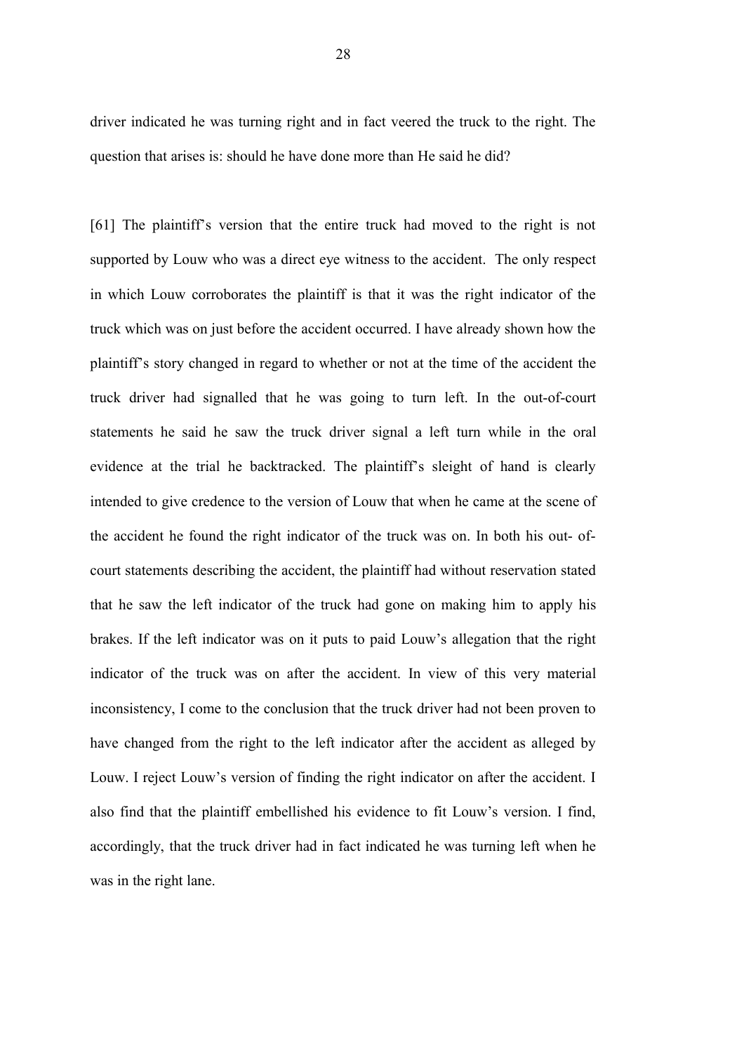driver indicated he was turning right and in fact veered the truck to the right. The question that arises is: should he have done more than He said he did?

[61] The plaintiff's version that the entire truck had moved to the right is not supported by Louw who was a direct eye witness to the accident. The only respect in which Louw corroborates the plaintiff is that it was the right indicator of the truck which was on just before the accident occurred. I have already shown how the plaintiff's story changed in regard to whether or not at the time of the accident the truck driver had signalled that he was going to turn left. In the out-of-court statements he said he saw the truck driver signal a left turn while in the oral evidence at the trial he backtracked. The plaintiff's sleight of hand is clearly intended to give credence to the version of Louw that when he came at the scene of the accident he found the right indicator of the truck was on. In both his out- of-court statements describing the accident, the plaintiff had without reservation stated that he saw the left indicator of the truck had gone on making him to apply his brakes. If the left indicator was on it puts to paid Louw's allegation that the right indicator of the truck was on after the accident. In view of this very material inconsistency, I come to the conclusion that the truck driver had not been proven to have changed from the right to the left indicator after the accident as alleged by Louw. I reject Louw's version of finding the right indicator on after the accident. I also find that the plaintiff embellished his evidence to fit Louw's version. I find, accordingly, that the truck driver had in fact indicated he was turning left when he was in the right lane.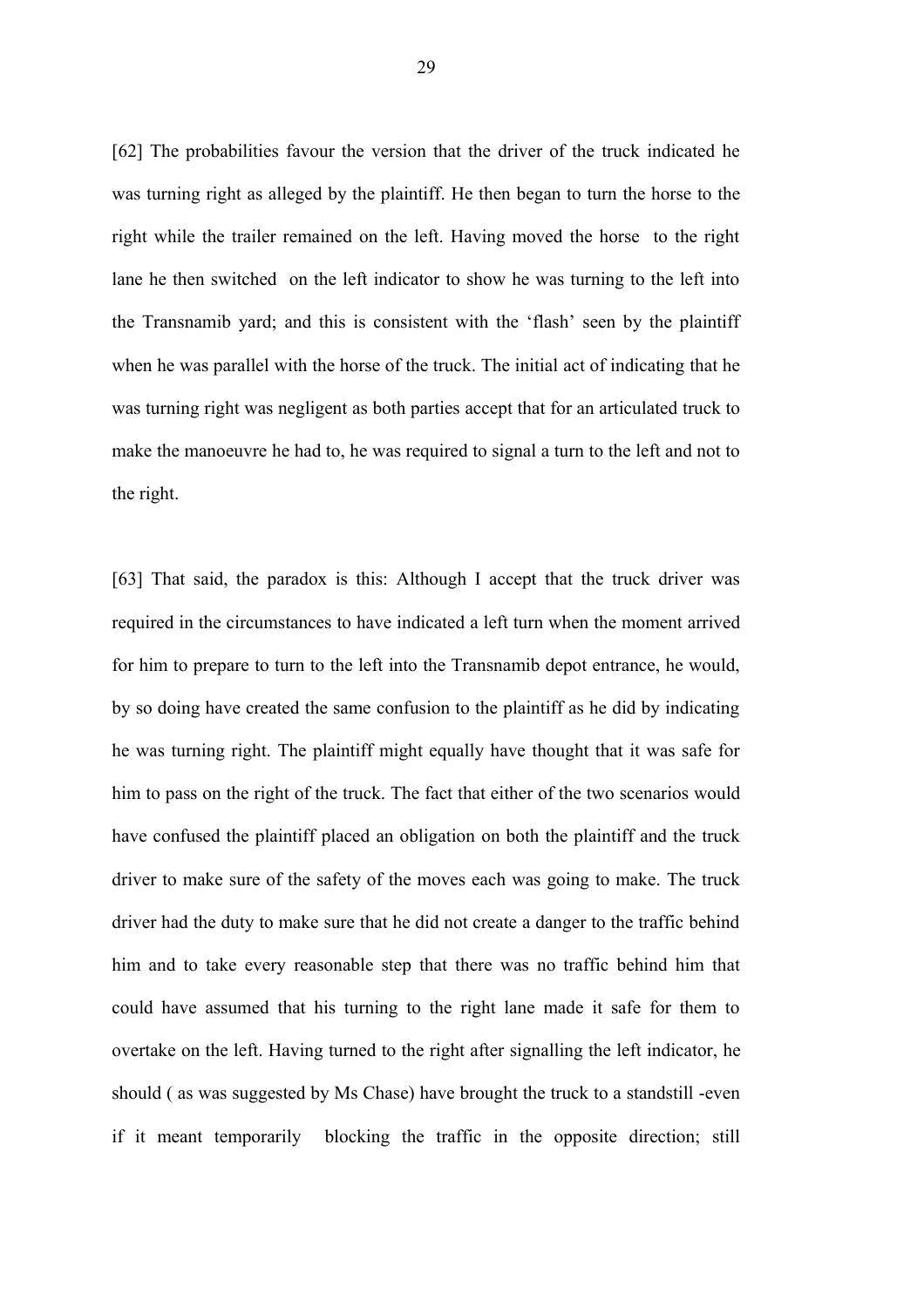[62] The probabilities favour the version that the driver of the truck indicated he was turning right as alleged by the plaintiff. He then began to turn the horse to the right while the trailer remained on the left. Having moved the horse to the right lane he then switched on the left indicator to show he was turning to the left into the Transnamib yard; and this is consistent with the 'flash' seen by the plaintiff when he was parallel with the horse of the truck. The initial act of indicating that he was turning right was negligent as both parties accept that for an articulated truck to make the manoeuvre he had to, he was required to signal a turn to the left and not to the right.

[63] That said, the paradox is this: Although I accept that the truck driver was required in the circumstances to have indicated a left turn when the moment arrived for him to prepare to turn to the left into the Transnamib depot entrance, he would, by so doing have created the same confusion to the plaintiff as he did by indicating he was turning right. The plaintiff might equally have thought that it was safe for him to pass on the right of the truck. The fact that either of the two scenarios would have confused the plaintiff placed an obligation on both the plaintiff and the truck driver to make sure of the safety of the moves each was going to make. The truck driver had the duty to make sure that he did not create a danger to the traffic behind him and to take every reasonable step that there was no traffic behind him that could have assumed that his turning to the right lane made it safe for them to overtake on the left. Having turned to the right after signalling the left indicator, he should ( as was suggested by Ms Chase) have brought the truck to a standstill -even if it meant temporarily blocking the traffic in the opposite direction; still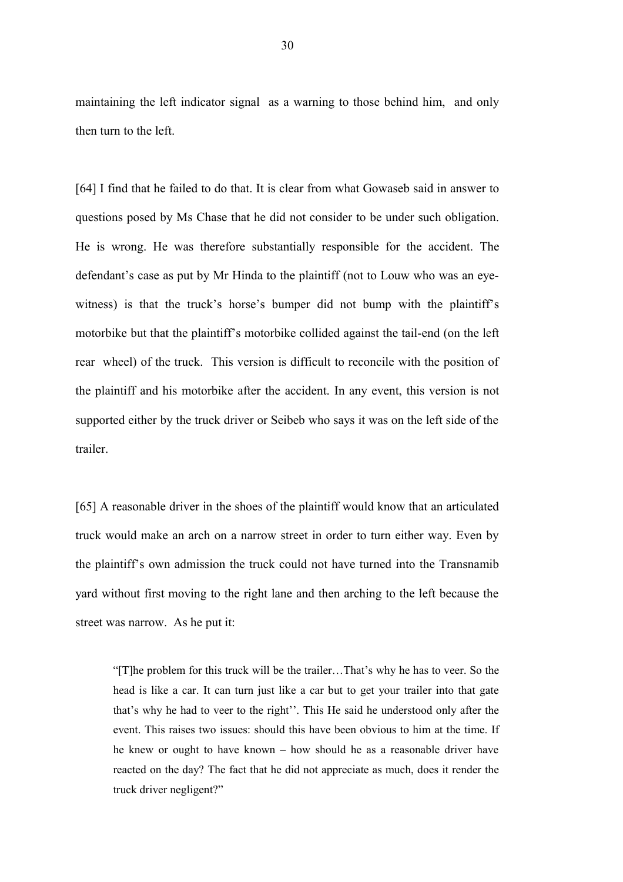maintaining the left indicator signal as a warning to those behind him, and only then turn to the left.

[64] I find that he failed to do that. It is clear from what Gowaseb said in answer to questions posed by Ms Chase that he did not consider to be under such obligation. He is wrong. He was therefore substantially responsible for the accident. The defendant's case as put by Mr Hinda to the plaintiff (not to Louw who was an eye-witness) is that the truck's horse's bumper did not bump with the plaintiff's motorbike but that the plaintiff's motorbike collided against the tail-end (on the left rear wheel) of the truck. This version is difficult to reconcile with the position of the plaintiff and his motorbike after the accident. In any event, this version is not supported either by the truck driver or Seibeb who says it was on the left side of the trailer.

[65] A reasonable driver in the shoes of the plaintiff would know that an articulated truck would make an arch on a narrow street in order to turn either way. Even by the plaintiff's own admission the truck could not have turned into the Transnamib yard without first moving to the right lane and then arching to the left because the street was narrow. As he put it:

> "[T]he problem for this truck will be the trailer…That's why he has to veer. So the head is like a car. It can turn just like a car but to get your trailer into that gate that's why he had to veer to the right''. This He said he understood only after the event. This raises two issues: should this have been obvious to him at the time. If he knew or ought to have known – how should he as a reasonable driver have reacted on the day? The fact that he did not appreciate as much, does it render the truck driver negligent?"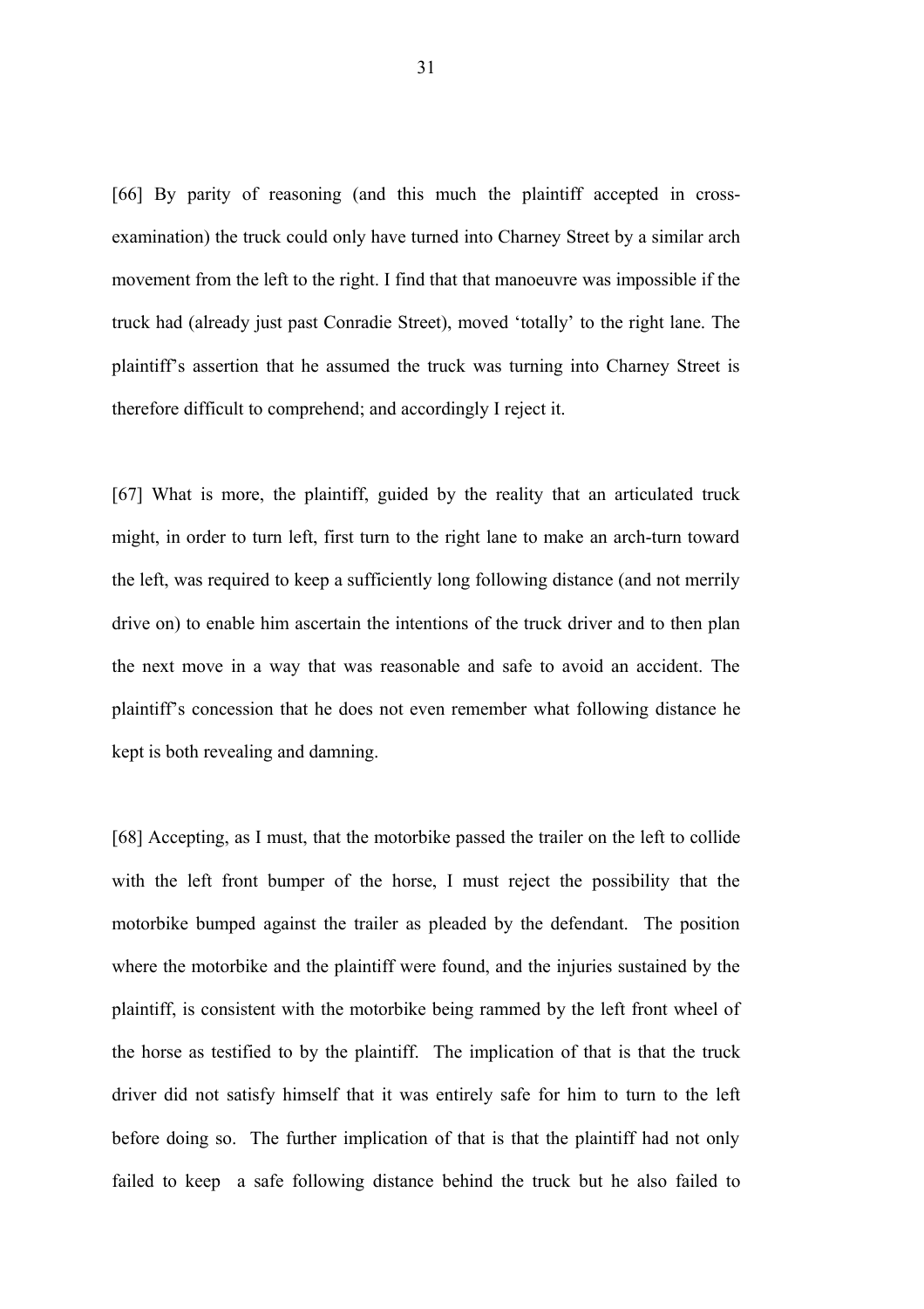[66] By parity of reasoning (and this much the plaintiff accepted in cross-examination) the truck could only have turned into Charney Street by a similar arch movement from the left to the right. I find that that manoeuvre was impossible if the truck had (already just past Conradie Street), moved 'totally' to the right lane. The plaintiff's assertion that he assumed the truck was turning into Charney Street is therefore difficult to comprehend; and accordingly I reject it.

[67] What is more, the plaintiff, guided by the reality that an articulated truck might, in order to turn left, first turn to the right lane to make an arch-turn toward the left, was required to keep a sufficiently long following distance (and not merrily drive on) to enable him ascertain the intentions of the truck driver and to then plan the next move in a way that was reasonable and safe to avoid an accident. The plaintiff's concession that he does not even remember what following distance he kept is both revealing and damning.

[68] Accepting, as I must, that the motorbike passed the trailer on the left to collide with the left front bumper of the horse, I must reject the possibility that the motorbike bumped against the trailer as pleaded by the defendant. The position where the motorbike and the plaintiff were found, and the injuries sustained by the plaintiff, is consistent with the motorbike being rammed by the left front wheel of the horse as testified to by the plaintiff. The implication of that is that the truck driver did not satisfy himself that it was entirely safe for him to turn to the left before doing so. The further implication of that is that the plaintiff had not only failed to keep a safe following distance behind the truck but he also failed to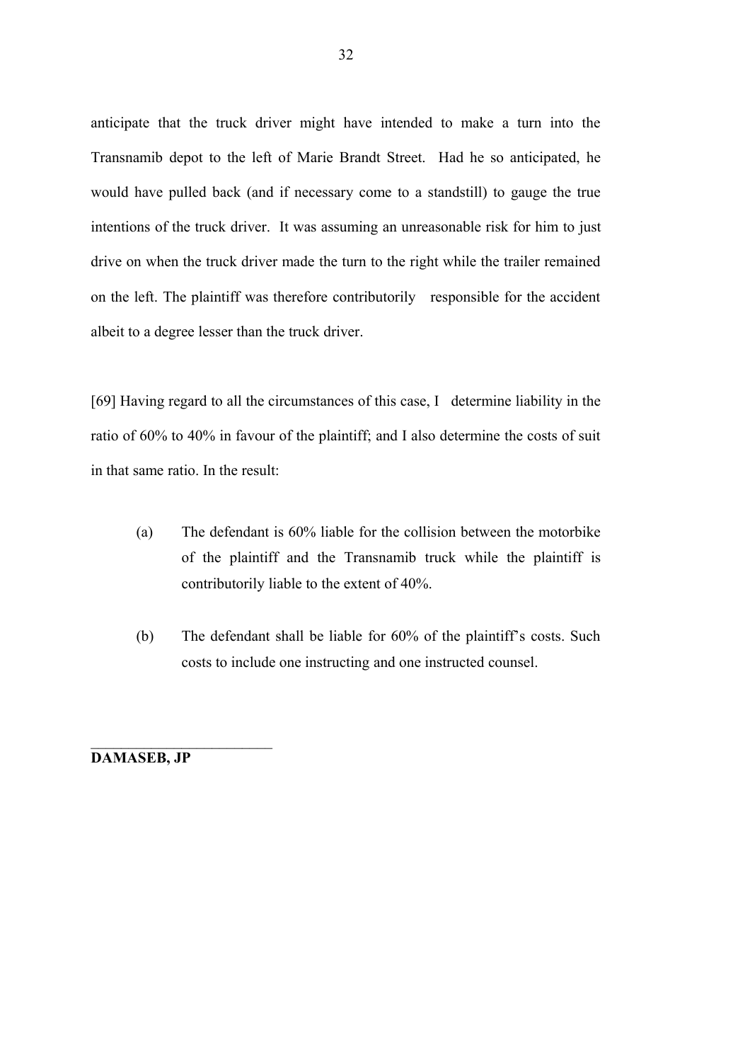anticipate that the truck driver might have intended to make a turn into the Transnamib depot to the left of Marie Brandt Street. Had he so anticipated, he would have pulled back (and if necessary come to a standstill) to gauge the true intentions of the truck driver. It was assuming an unreasonable risk for him to just drive on when the truck driver made the turn to the right while the trailer remained on the left. The plaintiff was therefore contributorily responsible for the accident albeit to a degree lesser than the truck driver.

[69] Having regard to all the circumstances of this case, I determine liability in the ratio of 60% to 40% in favour of the plaintiff; and I also determine the costs of suit in that same ratio. In the result:

(a) The defendant is 60% liable for the collision between the motorbike of the plaintiff and the Transnamib truck while the plaintiff is contributorily liable to the extent of 40%.

(b) The defendant shall be liable for 60% of the plaintiff's costs. Such costs to include one instructing and one instructed counsel.

\_\_\_\_\_\_\_\_\_\_\_\_\_\_\_\_\_\_\_\_\_\_\_\_

**DAMASEB, JP**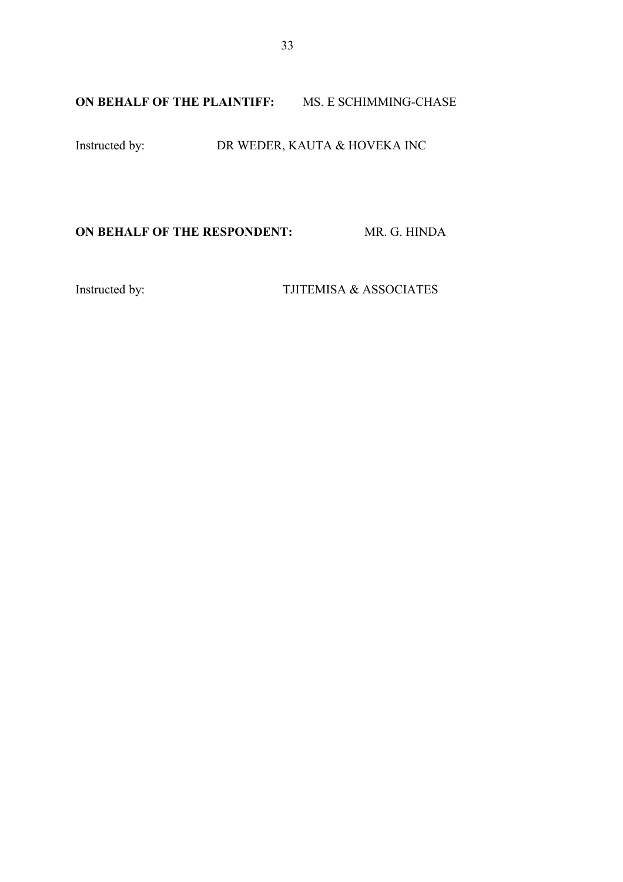**ON BEHALF OF THE PLAINTIFF:** MS. E SCHIMMING-CHASE

Instructed by: DR WEDER, KAUTA & HOVEKA INC

**ON BEHALF OF THE RESPONDENT:** MR. G. HINDA

Instructed by: TJITEMISA & ASSOCIATES